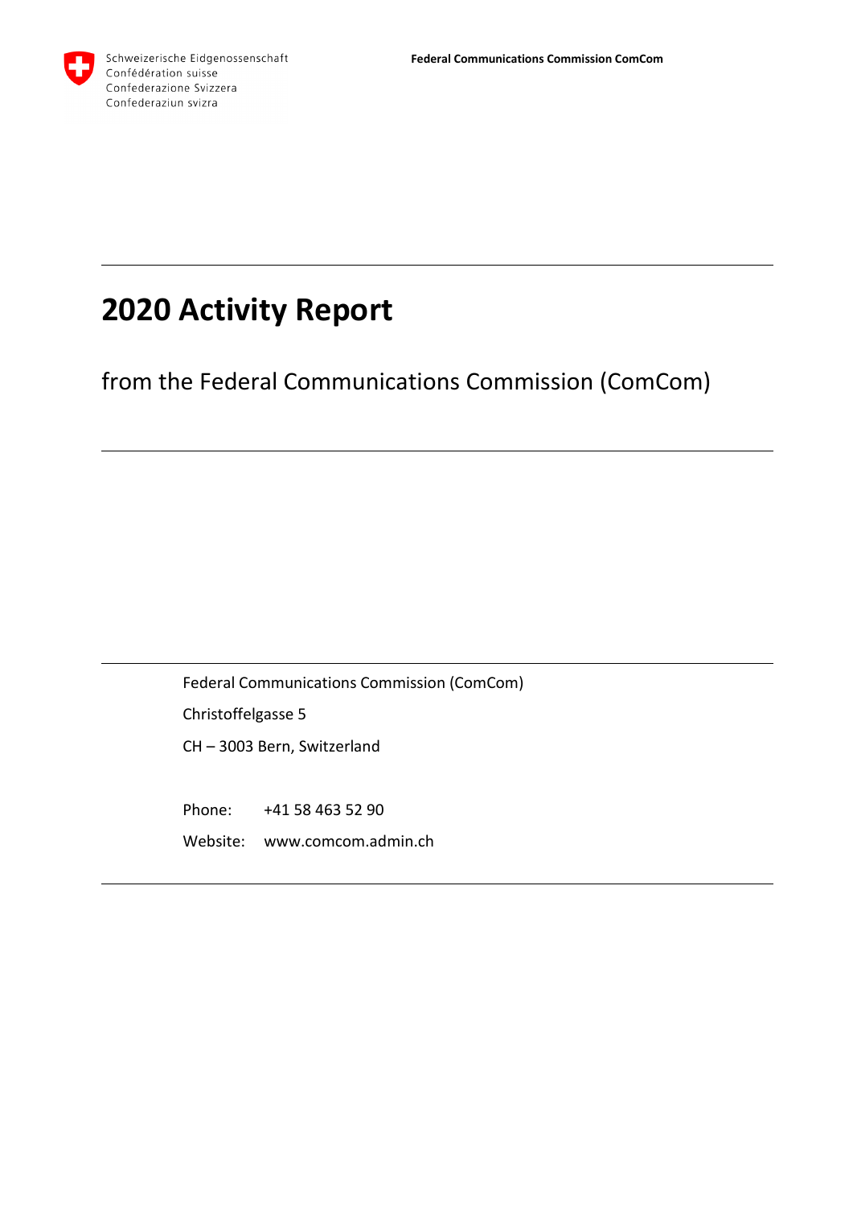Schweizerische Eidgenossenschaft
Confédération suisse
Confederazione Svizzera
Confederaziun svizra

**Federal Communications Commission ComCom**

# 2020 Activity Report

from the Federal Communications Commission (ComCom)

Federal Communications Commission (ComCom)

Christoffelgasse 5

CH – 3003 Bern, Switzerland

Phone: +41 58 463 52 90

Website: www.comcom.admin.ch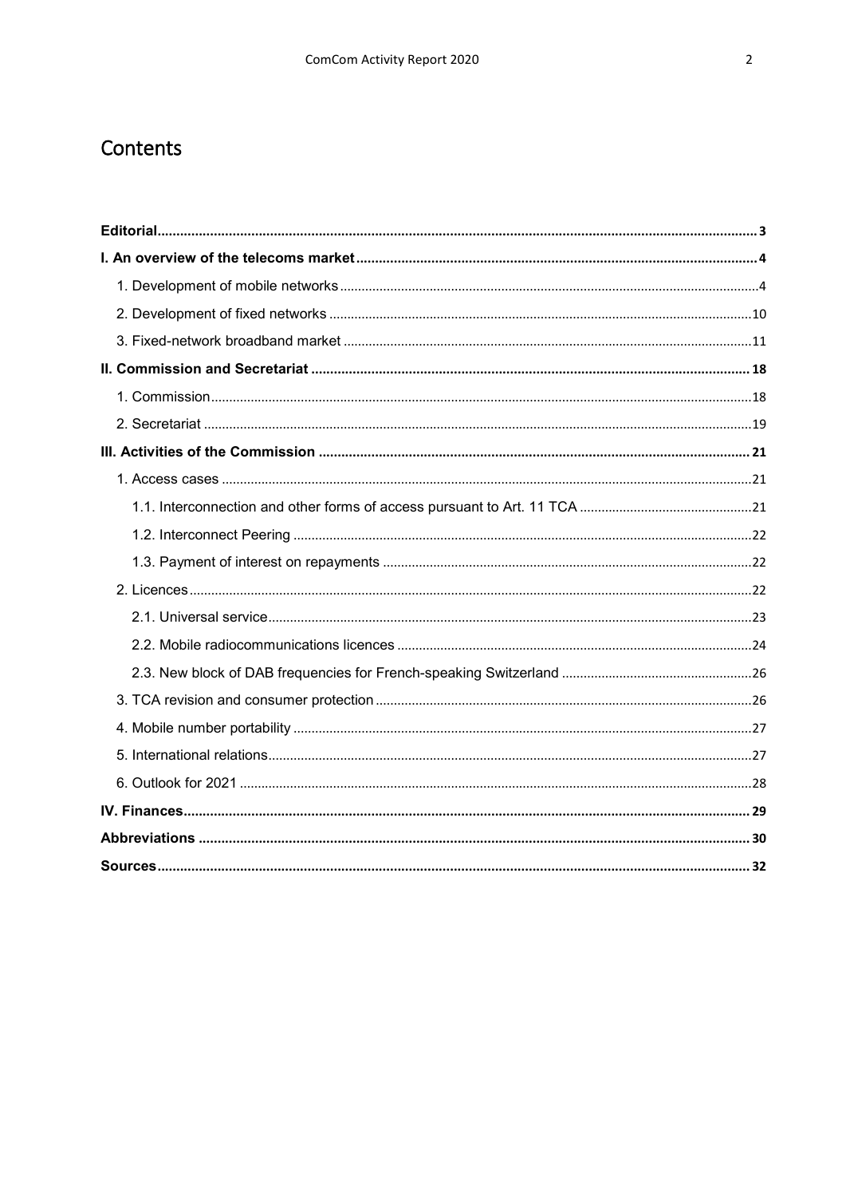# Contents

| | |
|---|---|
| **Editorial** | **3** |
| **I. An overview of the telecoms market** | **4** |
| 1. Development of mobile networks | 4 |
| 2. Development of fixed networks | 10 |
| 3. Fixed-network broadband market | 11 |
| **II. Commission and Secretariat** | **18** |
| 1. Commission | 18 |
| 2. Secretariat | 19 |
| **III. Activities of the Commission** | **21** |
| 1. Access cases | 21 |
| 1.1. Interconnection and other forms of access pursuant to Art. 11 TCA | 21 |
| 1.2. Interconnect Peering | 22 |
| 1.3. Payment of interest on repayments | 22 |
| 2. Licences | 22 |
| 2.1. Universal service | 23 |
| 2.2. Mobile radiocommunications licences | 24 |
| 2.3. New block of DAB frequencies for French-speaking Switzerland | 26 |
| 3. TCA revision and consumer protection | 26 |
| 4. Mobile number portability | 27 |
| 5. International relations | 27 |
| 6. Outlook for 2021 | 28 |
| **IV. Finances** | **29** |
| **Abbreviations** | **30** |
| **Sources** | **32** |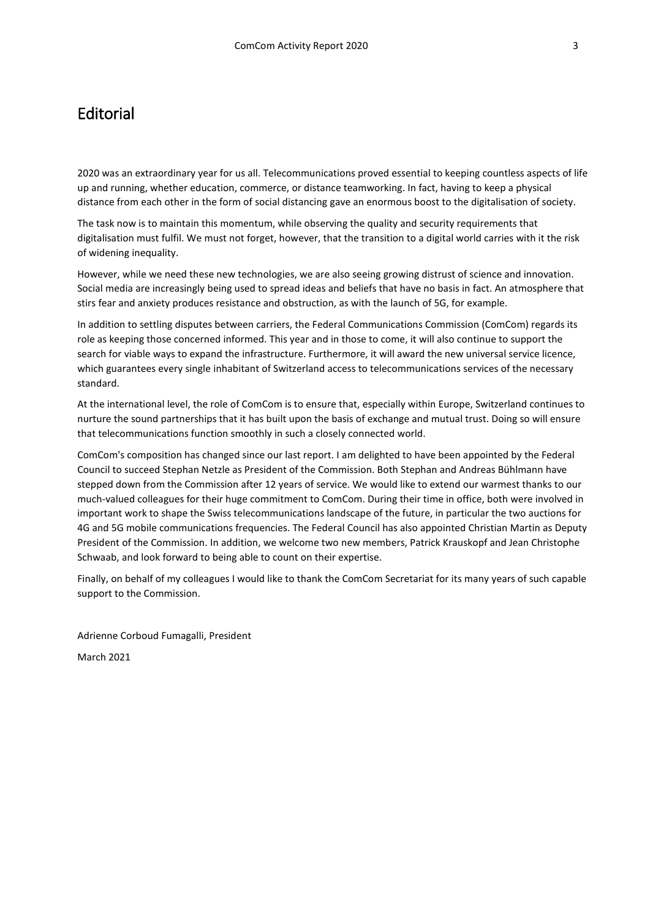# Editorial

2020 was an extraordinary year for us all. Telecommunications proved essential to keeping countless aspects of life up and running, whether education, commerce, or distance teamworking. In fact, having to keep a physical distance from each other in the form of social distancing gave an enormous boost to the digitalisation of society.

The task now is to maintain this momentum, while observing the quality and security requirements that digitalisation must fulfil. We must not forget, however, that the transition to a digital world carries with it the risk of widening inequality.

However, while we need these new technologies, we are also seeing growing distrust of science and innovation. Social media are increasingly being used to spread ideas and beliefs that have no basis in fact. An atmosphere that stirs fear and anxiety produces resistance and obstruction, as with the launch of 5G, for example.

In addition to settling disputes between carriers, the Federal Communications Commission (ComCom) regards its role as keeping those concerned informed. This year and in those to come, it will also continue to support the search for viable ways to expand the infrastructure. Furthermore, it will award the new universal service licence, which guarantees every single inhabitant of Switzerland access to telecommunications services of the necessary standard.

At the international level, the role of ComCom is to ensure that, especially within Europe, Switzerland continues to nurture the sound partnerships that it has built upon the basis of exchange and mutual trust. Doing so will ensure that telecommunications function smoothly in such a closely connected world.

ComCom's composition has changed since our last report. I am delighted to have been appointed by the Federal Council to succeed Stephan Netzle as President of the Commission. Both Stephan and Andreas Bühlmann have stepped down from the Commission after 12 years of service. We would like to extend our warmest thanks to our much-valued colleagues for their huge commitment to ComCom. During their time in office, both were involved in important work to shape the Swiss telecommunications landscape of the future, in particular the two auctions for 4G and 5G mobile communications frequencies. The Federal Council has also appointed Christian Martin as Deputy President of the Commission. In addition, we welcome two new members, Patrick Krauskopf and Jean Christophe Schwaab, and look forward to being able to count on their expertise.

Finally, on behalf of my colleagues I would like to thank the ComCom Secretariat for its many years of such capable support to the Commission.

Adrienne Corboud Fumagalli, President

March 2021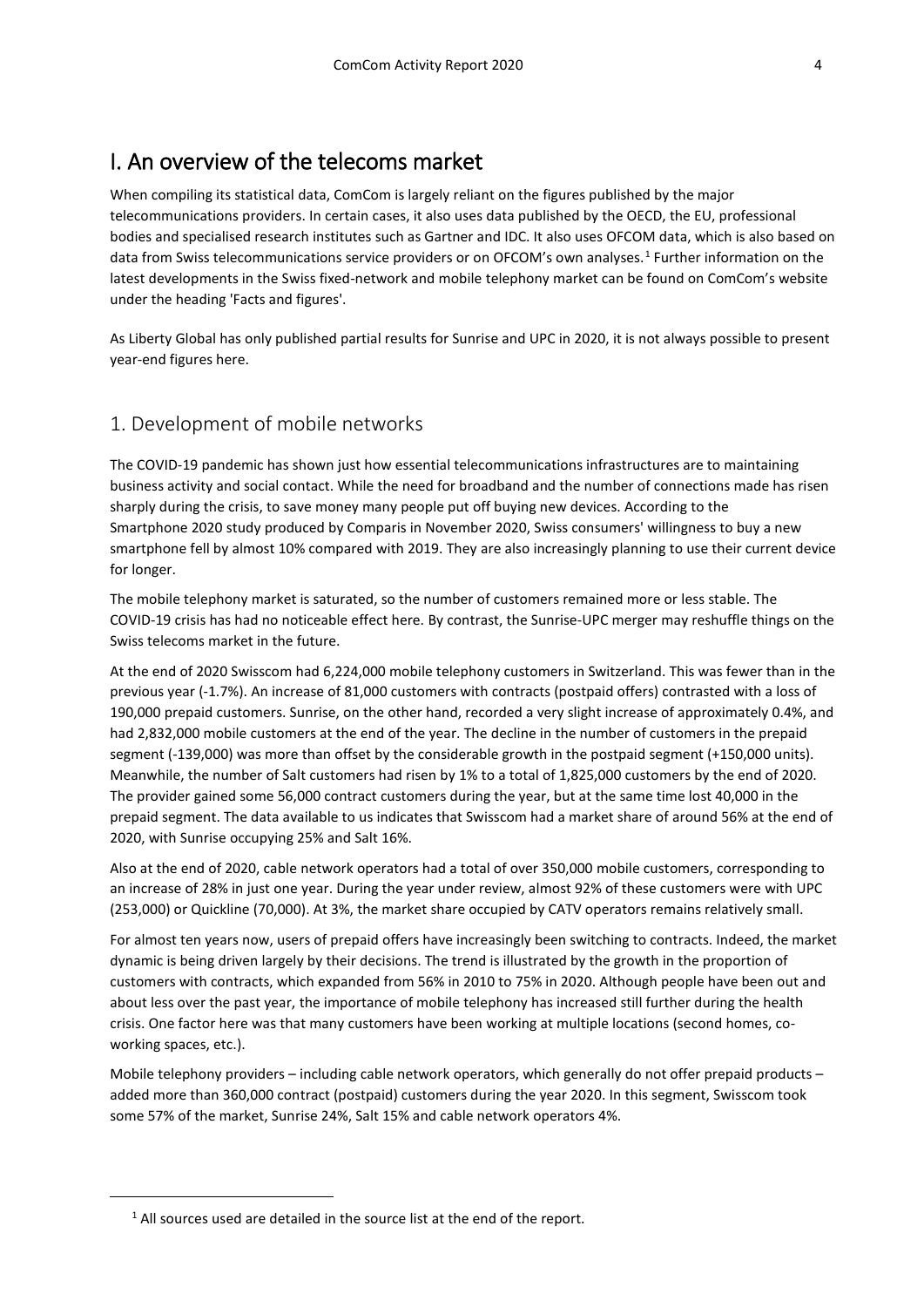# I. An overview of the telecoms market

When compiling its statistical data, ComCom is largely reliant on the figures published by the major telecommunications providers. In certain cases, it also uses data published by the OECD, the EU, professional bodies and specialised research institutes such as Gartner and IDC. It also uses OFCOM data, which is also based on data from Swiss telecommunications service providers or on OFCOM's own analyses.[1] Further information on the latest developments in the Swiss fixed-network and mobile telephony market can be found on ComCom's website under the heading 'Facts and figures'.

As Liberty Global has only published partial results for Sunrise and UPC in 2020, it is not always possible to present year-end figures here.

## 1. Development of mobile networks

The COVID-19 pandemic has shown just how essential telecommunications infrastructures are to maintaining business activity and social contact. While the need for broadband and the number of connections made has risen sharply during the crisis, to save money many people put off buying new devices. According to the Smartphone 2020 study produced by Comparis in November 2020, Swiss consumers' willingness to buy a new smartphone fell by almost 10% compared with 2019. They are also increasingly planning to use their current device for longer.

The mobile telephony market is saturated, so the number of customers remained more or less stable. The COVID-19 crisis has had no noticeable effect here. By contrast, the Sunrise-UPC merger may reshuffle things on the Swiss telecoms market in the future.

At the end of 2020 Swisscom had 6,224,000 mobile telephony customers in Switzerland. This was fewer than in the previous year (-1.7%). An increase of 81,000 customers with contracts (postpaid offers) contrasted with a loss of 190,000 prepaid customers. Sunrise, on the other hand, recorded a very slight increase of approximately 0.4%, and had 2,832,000 mobile customers at the end of the year. The decline in the number of customers in the prepaid segment (-139,000) was more than offset by the considerable growth in the postpaid segment (+150,000 units). Meanwhile, the number of Salt customers had risen by 1% to a total of 1,825,000 customers by the end of 2020. The provider gained some 56,000 contract customers during the year, but at the same time lost 40,000 in the prepaid segment. The data available to us indicates that Swisscom had a market share of around 56% at the end of 2020, with Sunrise occupying 25% and Salt 16%.

Also at the end of 2020, cable network operators had a total of over 350,000 mobile customers, corresponding to an increase of 28% in just one year. During the year under review, almost 92% of these customers were with UPC (253,000) or Quickline (70,000). At 3%, the market share occupied by CATV operators remains relatively small.

For almost ten years now, users of prepaid offers have increasingly been switching to contracts. Indeed, the market dynamic is being driven largely by their decisions. The trend is illustrated by the growth in the proportion of customers with contracts, which expanded from 56% in 2010 to 75% in 2020. Although people have been out and about less over the past year, the importance of mobile telephony has increased still further during the health crisis. One factor here was that many customers have been working at multiple locations (second homes, co-working spaces, etc.).

Mobile telephony providers – including cable network operators, which generally do not offer prepaid products – added more than 360,000 contract (postpaid) customers during the year 2020. In this segment, Swisscom took some 57% of the market, Sunrise 24%, Salt 15% and cable network operators 4%.

---

[1] All sources used are detailed in the source list at the end of the report.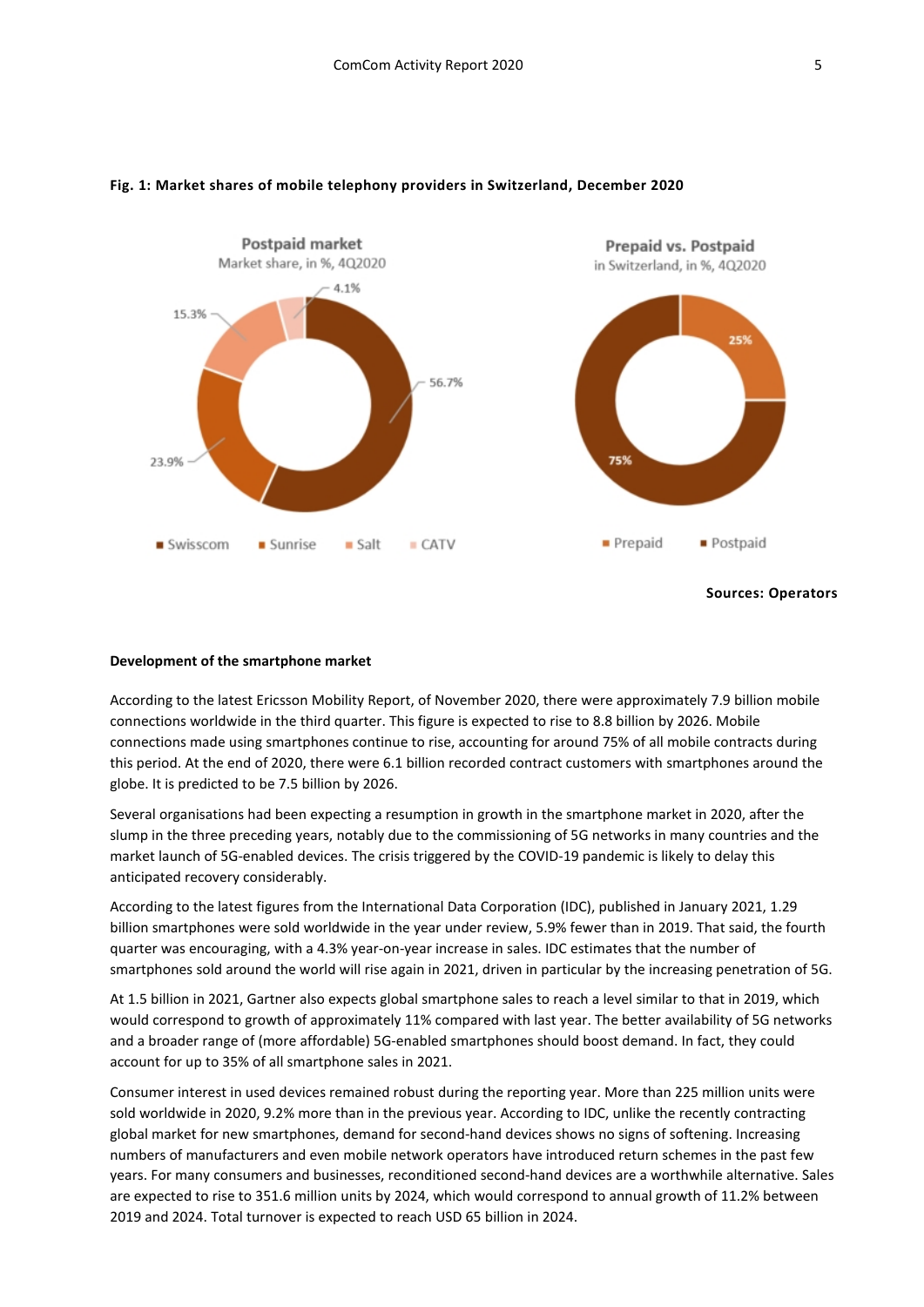**Fig. 1: Market shares of mobile telephony providers in Switzerland, December 2020**

Sources: Operators

**Development of the smartphone market**

According to the latest Ericsson Mobility Report, of November 2020, there were approximately 7.9 billion mobile connections worldwide in the third quarter. This figure is expected to rise to 8.8 billion by 2026. Mobile connections made using smartphones continue to rise, accounting for around 75% of all mobile contracts during this period. At the end of 2020, there were 6.1 billion recorded contract customers with smartphones around the globe. It is predicted to be 7.5 billion by 2026.

Several organisations had been expecting a resumption in growth in the smartphone market in 2020, after the slump in the three preceding years, notably due to the commissioning of 5G networks in many countries and the market launch of 5G-enabled devices. The crisis triggered by the COVID-19 pandemic is likely to delay this anticipated recovery considerably.

According to the latest figures from the International Data Corporation (IDC), published in January 2021, 1.29 billion smartphones were sold worldwide in the year under review, 5.9% fewer than in 2019. That said, the fourth quarter was encouraging, with a 4.3% year-on-year increase in sales. IDC estimates that the number of smartphones sold around the world will rise again in 2021, driven in particular by the increasing penetration of 5G.

At 1.5 billion in 2021, Gartner also expects global smartphone sales to reach a level similar to that in 2019, which would correspond to growth of approximately 11% compared with last year. The better availability of 5G networks and a broader range of (more affordable) 5G-enabled smartphones should boost demand. In fact, they could account for up to 35% of all smartphone sales in 2021.

Consumer interest in used devices remained robust during the reporting year. More than 225 million units were sold worldwide in 2020, 9.2% more than in the previous year. According to IDC, unlike the recently contracting global market for new smartphones, demand for second-hand devices shows no signs of softening. Increasing numbers of manufacturers and even mobile network operators have introduced return schemes in the past few years. For many consumers and businesses, reconditioned second-hand devices are a worthwhile alternative. Sales are expected to rise to 351.6 million units by 2024, which would correspond to annual growth of 11.2% between 2019 and 2024. Total turnover is expected to reach USD 65 billion in 2024.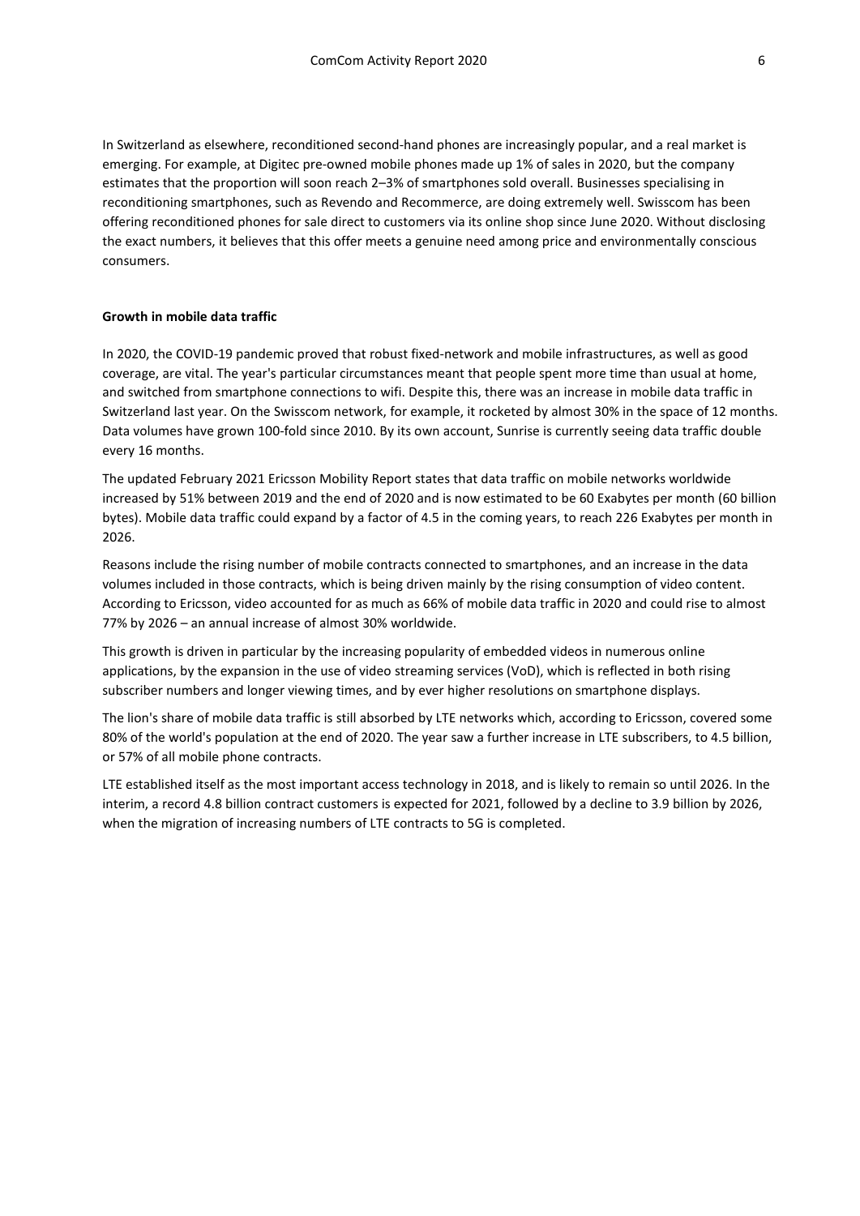In Switzerland as elsewhere, reconditioned second-hand phones are increasingly popular, and a real market is emerging. For example, at Digitec pre-owned mobile phones made up 1% of sales in 2020, but the company estimates that the proportion will soon reach 2–3% of smartphones sold overall. Businesses specialising in reconditioning smartphones, such as Revendo and Recommerce, are doing extremely well. Swisscom has been offering reconditioned phones for sale direct to customers via its online shop since June 2020. Without disclosing the exact numbers, it believes that this offer meets a genuine need among price and environmentally conscious consumers.

**Growth in mobile data traffic**

In 2020, the COVID-19 pandemic proved that robust fixed-network and mobile infrastructures, as well as good coverage, are vital. The year's particular circumstances meant that people spent more time than usual at home, and switched from smartphone connections to wifi. Despite this, there was an increase in mobile data traffic in Switzerland last year. On the Swisscom network, for example, it rocketed by almost 30% in the space of 12 months. Data volumes have grown 100-fold since 2010. By its own account, Sunrise is currently seeing data traffic double every 16 months.

The updated February 2021 Ericsson Mobility Report states that data traffic on mobile networks worldwide increased by 51% between 2019 and the end of 2020 and is now estimated to be 60 Exabytes per month (60 billion bytes). Mobile data traffic could expand by a factor of 4.5 in the coming years, to reach 226 Exabytes per month in 2026.

Reasons include the rising number of mobile contracts connected to smartphones, and an increase in the data volumes included in those contracts, which is being driven mainly by the rising consumption of video content. According to Ericsson, video accounted for as much as 66% of mobile data traffic in 2020 and could rise to almost 77% by 2026 – an annual increase of almost 30% worldwide.

This growth is driven in particular by the increasing popularity of embedded videos in numerous online applications, by the expansion in the use of video streaming services (VoD), which is reflected in both rising subscriber numbers and longer viewing times, and by ever higher resolutions on smartphone displays.

The lion's share of mobile data traffic is still absorbed by LTE networks which, according to Ericsson, covered some 80% of the world's population at the end of 2020. The year saw a further increase in LTE subscribers, to 4.5 billion, or 57% of all mobile phone contracts.

LTE established itself as the most important access technology in 2018, and is likely to remain so until 2026. In the interim, a record 4.8 billion contract customers is expected for 2021, followed by a decline to 3.9 billion by 2026, when the migration of increasing numbers of LTE contracts to 5G is completed.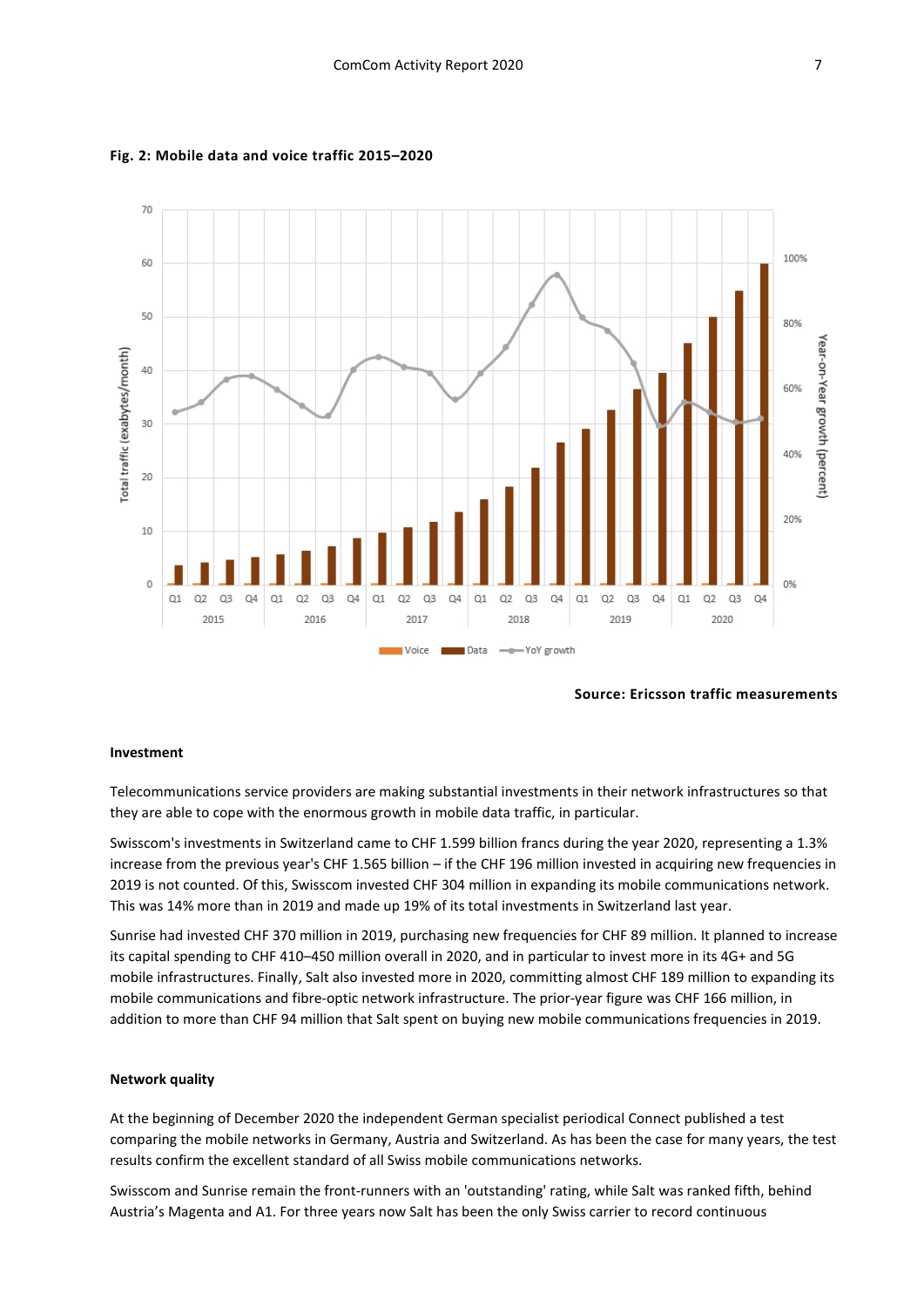**Fig. 2: Mobile data and voice traffic 2015–2020**

**Source: Ericsson traffic measurements**

## Investment

Telecommunications service providers are making substantial investments in their network infrastructures so that they are able to cope with the enormous growth in mobile data traffic, in particular.

Swisscom's investments in Switzerland came to CHF 1.599 billion francs during the year 2020, representing a 1.3% increase from the previous year's CHF 1.565 billion – if the CHF 196 million invested in acquiring new frequencies in 2019 is not counted. Of this, Swisscom invested CHF 304 million in expanding its mobile communications network. This was 14% more than in 2019 and made up 19% of its total investments in Switzerland last year.

Sunrise had invested CHF 370 million in 2019, purchasing new frequencies for CHF 89 million. It planned to increase its capital spending to CHF 410–450 million overall in 2020, and in particular to invest more in its 4G+ and 5G mobile infrastructures. Finally, Salt also invested more in 2020, committing almost CHF 189 million to expanding its mobile communications and fibre-optic network infrastructure. The prior-year figure was CHF 166 million, in addition to more than CHF 94 million that Salt spent on buying new mobile communications frequencies in 2019.

## Network quality

At the beginning of December 2020 the independent German specialist periodical Connect published a test comparing the mobile networks in Germany, Austria and Switzerland. As has been the case for many years, the test results confirm the excellent standard of all Swiss mobile communications networks.

Swisscom and Sunrise remain the front-runners with an 'outstanding' rating, while Salt was ranked fifth, behind Austria's Magenta and A1. For three years now Salt has been the only Swiss carrier to record continuous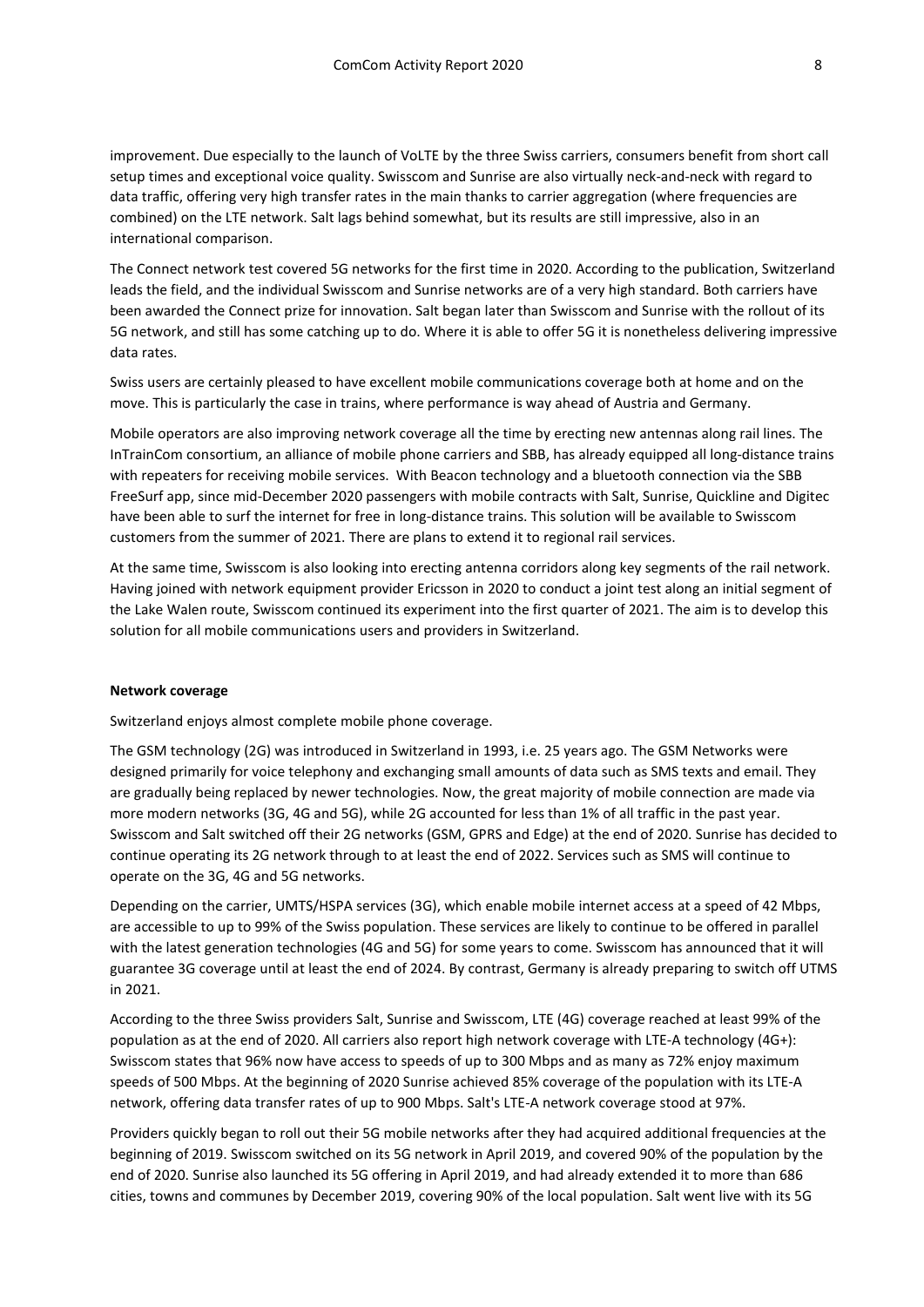improvement. Due especially to the launch of VoLTE by the three Swiss carriers, consumers benefit from short call setup times and exceptional voice quality. Swisscom and Sunrise are also virtually neck-and-neck with regard to data traffic, offering very high transfer rates in the main thanks to carrier aggregation (where frequencies are combined) on the LTE network. Salt lags behind somewhat, but its results are still impressive, also in an international comparison.

The Connect network test covered 5G networks for the first time in 2020. According to the publication, Switzerland leads the field, and the individual Swisscom and Sunrise networks are of a very high standard. Both carriers have been awarded the Connect prize for innovation. Salt began later than Swisscom and Sunrise with the rollout of its 5G network, and still has some catching up to do. Where it is able to offer 5G it is nonetheless delivering impressive data rates.

Swiss users are certainly pleased to have excellent mobile communications coverage both at home and on the move. This is particularly the case in trains, where performance is way ahead of Austria and Germany.

Mobile operators are also improving network coverage all the time by erecting new antennas along rail lines. The InTrainCom consortium, an alliance of mobile phone carriers and SBB, has already equipped all long-distance trains with repeaters for receiving mobile services. With Beacon technology and a bluetooth connection via the SBB FreeSurf app, since mid-December 2020 passengers with mobile contracts with Salt, Sunrise, Quickline and Digitec have been able to surf the internet for free in long-distance trains. This solution will be available to Swisscom customers from the summer of 2021. There are plans to extend it to regional rail services.

At the same time, Swisscom is also looking into erecting antenna corridors along key segments of the rail network. Having joined with network equipment provider Ericsson in 2020 to conduct a joint test along an initial segment of the Lake Walen route, Swisscom continued its experiment into the first quarter of 2021. The aim is to develop this solution for all mobile communications users and providers in Switzerland.

**Network coverage**

Switzerland enjoys almost complete mobile phone coverage.

The GSM technology (2G) was introduced in Switzerland in 1993, i.e. 25 years ago. The GSM Networks were designed primarily for voice telephony and exchanging small amounts of data such as SMS texts and email. They are gradually being replaced by newer technologies. Now, the great majority of mobile connection are made via more modern networks (3G, 4G and 5G), while 2G accounted for less than 1% of all traffic in the past year. Swisscom and Salt switched off their 2G networks (GSM, GPRS and Edge) at the end of 2020. Sunrise has decided to continue operating its 2G network through to at least the end of 2022. Services such as SMS will continue to operate on the 3G, 4G and 5G networks.

Depending on the carrier, UMTS/HSPA services (3G), which enable mobile internet access at a speed of 42 Mbps, are accessible to up to 99% of the Swiss population. These services are likely to continue to be offered in parallel with the latest generation technologies (4G and 5G) for some years to come. Swisscom has announced that it will guarantee 3G coverage until at least the end of 2024. By contrast, Germany is already preparing to switch off UTMS in 2021.

According to the three Swiss providers Salt, Sunrise and Swisscom, LTE (4G) coverage reached at least 99% of the population as at the end of 2020. All carriers also report high network coverage with LTE-A technology (4G+): Swisscom states that 96% now have access to speeds of up to 300 Mbps and as many as 72% enjoy maximum speeds of 500 Mbps. At the beginning of 2020 Sunrise achieved 85% coverage of the population with its LTE-A network, offering data transfer rates of up to 900 Mbps. Salt's LTE-A network coverage stood at 97%.

Providers quickly began to roll out their 5G mobile networks after they had acquired additional frequencies at the beginning of 2019. Swisscom switched on its 5G network in April 2019, and covered 90% of the population by the end of 2020. Sunrise also launched its 5G offering in April 2019, and had already extended it to more than 686 cities, towns and communes by December 2019, covering 90% of the local population. Salt went live with its 5G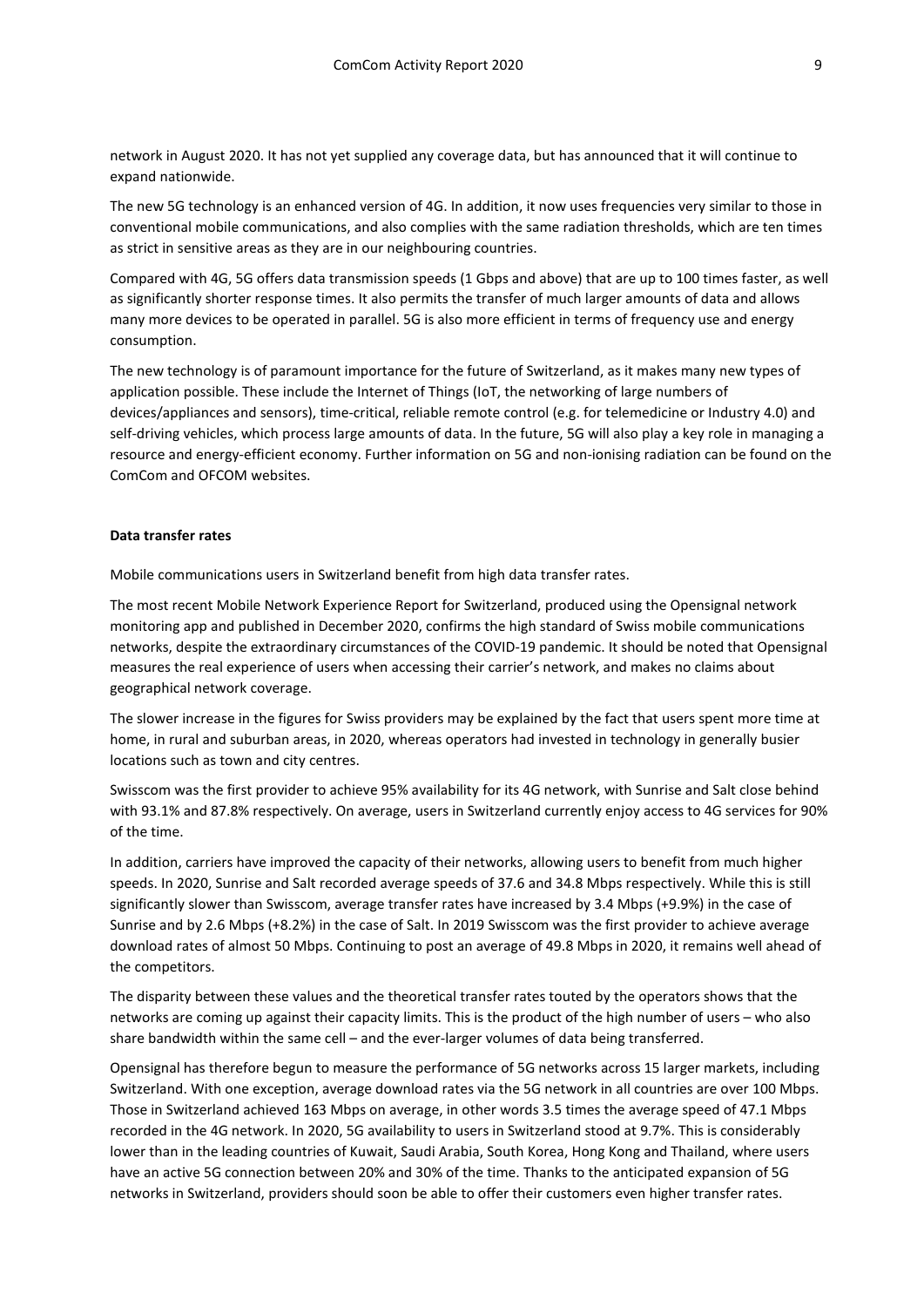network in August 2020. It has not yet supplied any coverage data, but has announced that it will continue to expand nationwide.

The new 5G technology is an enhanced version of 4G. In addition, it now uses frequencies very similar to those in conventional mobile communications, and also complies with the same radiation thresholds, which are ten times as strict in sensitive areas as they are in our neighbouring countries.

Compared with 4G, 5G offers data transmission speeds (1 Gbps and above) that are up to 100 times faster, as well as significantly shorter response times. It also permits the transfer of much larger amounts of data and allows many more devices to be operated in parallel. 5G is also more efficient in terms of frequency use and energy consumption.

The new technology is of paramount importance for the future of Switzerland, as it makes many new types of application possible. These include the Internet of Things (IoT, the networking of large numbers of devices/appliances and sensors), time-critical, reliable remote control (e.g. for telemedicine or Industry 4.0) and self-driving vehicles, which process large amounts of data. In the future, 5G will also play a key role in managing a resource and energy-efficient economy. Further information on 5G and non-ionising radiation can be found on the ComCom and OFCOM websites.

**Data transfer rates**

Mobile communications users in Switzerland benefit from high data transfer rates.

The most recent Mobile Network Experience Report for Switzerland, produced using the Opensignal network monitoring app and published in December 2020, confirms the high standard of Swiss mobile communications networks, despite the extraordinary circumstances of the COVID-19 pandemic. It should be noted that Opensignal measures the real experience of users when accessing their carrier's network, and makes no claims about geographical network coverage.

The slower increase in the figures for Swiss providers may be explained by the fact that users spent more time at home, in rural and suburban areas, in 2020, whereas operators had invested in technology in generally busier locations such as town and city centres.

Swisscom was the first provider to achieve 95% availability for its 4G network, with Sunrise and Salt close behind with 93.1% and 87.8% respectively. On average, users in Switzerland currently enjoy access to 4G services for 90% of the time.

In addition, carriers have improved the capacity of their networks, allowing users to benefit from much higher speeds. In 2020, Sunrise and Salt recorded average speeds of 37.6 and 34.8 Mbps respectively. While this is still significantly slower than Swisscom, average transfer rates have increased by 3.4 Mbps (+9.9%) in the case of Sunrise and by 2.6 Mbps (+8.2%) in the case of Salt. In 2019 Swisscom was the first provider to achieve average download rates of almost 50 Mbps. Continuing to post an average of 49.8 Mbps in 2020, it remains well ahead of the competitors.

The disparity between these values and the theoretical transfer rates touted by the operators shows that the networks are coming up against their capacity limits. This is the product of the high number of users – who also share bandwidth within the same cell – and the ever-larger volumes of data being transferred.

Opensignal has therefore begun to measure the performance of 5G networks across 15 larger markets, including Switzerland. With one exception, average download rates via the 5G network in all countries are over 100 Mbps. Those in Switzerland achieved 163 Mbps on average, in other words 3.5 times the average speed of 47.1 Mbps recorded in the 4G network. In 2020, 5G availability to users in Switzerland stood at 9.7%. This is considerably lower than in the leading countries of Kuwait, Saudi Arabia, South Korea, Hong Kong and Thailand, where users have an active 5G connection between 20% and 30% of the time. Thanks to the anticipated expansion of 5G networks in Switzerland, providers should soon be able to offer their customers even higher transfer rates.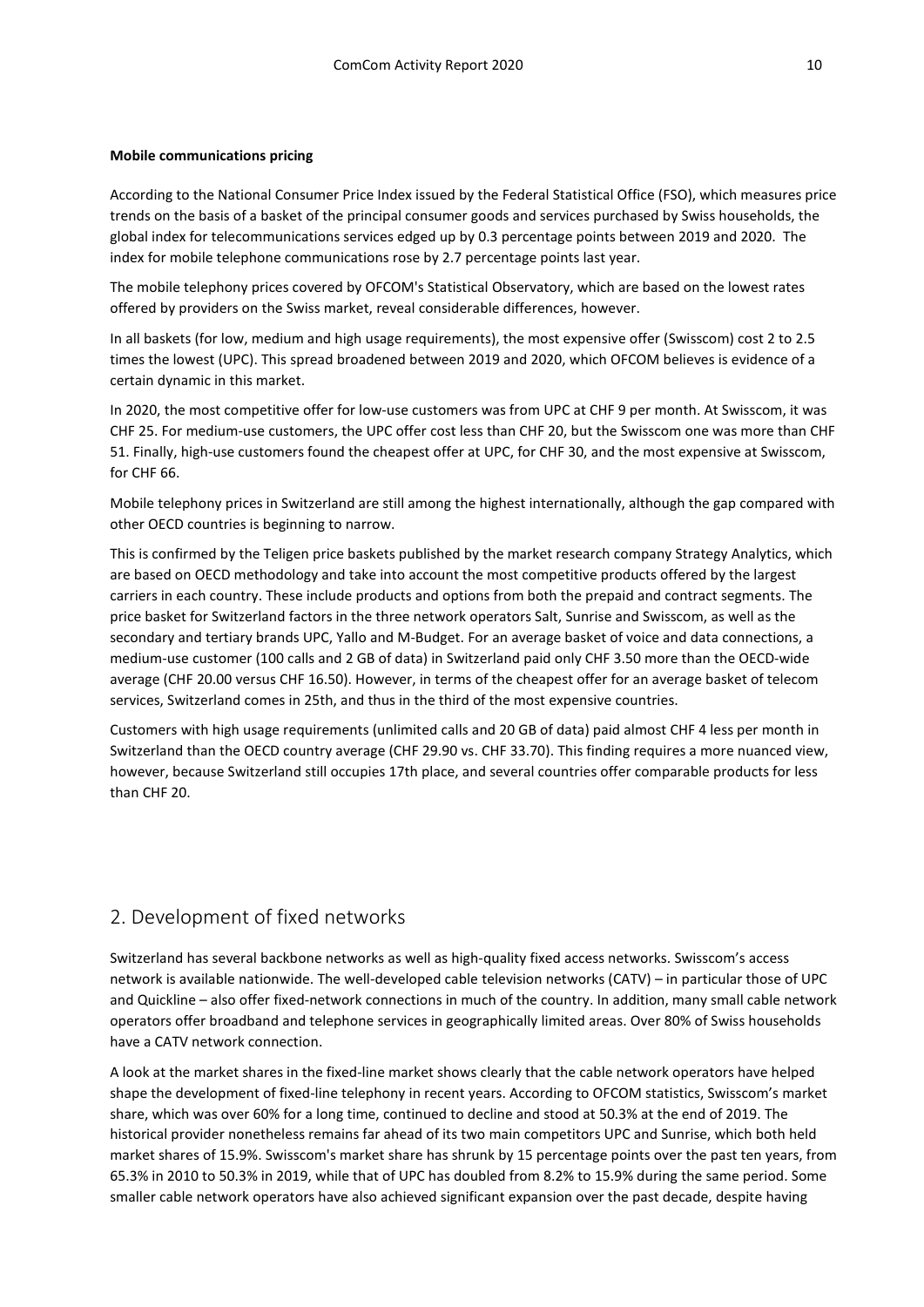**Mobile communications pricing**

According to the National Consumer Price Index issued by the Federal Statistical Office (FSO), which measures price trends on the basis of a basket of the principal consumer goods and services purchased by Swiss households, the global index for telecommunications services edged up by 0.3 percentage points between 2019 and 2020. The index for mobile telephone communications rose by 2.7 percentage points last year.

The mobile telephony prices covered by OFCOM's Statistical Observatory, which are based on the lowest rates offered by providers on the Swiss market, reveal considerable differences, however.

In all baskets (for low, medium and high usage requirements), the most expensive offer (Swisscom) cost 2 to 2.5 times the lowest (UPC). This spread broadened between 2019 and 2020, which OFCOM believes is evidence of a certain dynamic in this market.

In 2020, the most competitive offer for low-use customers was from UPC at CHF 9 per month. At Swisscom, it was CHF 25. For medium-use customers, the UPC offer cost less than CHF 20, but the Swisscom one was more than CHF 51. Finally, high-use customers found the cheapest offer at UPC, for CHF 30, and the most expensive at Swisscom, for CHF 66.

Mobile telephony prices in Switzerland are still among the highest internationally, although the gap compared with other OECD countries is beginning to narrow.

This is confirmed by the Teligen price baskets published by the market research company Strategy Analytics, which are based on OECD methodology and take into account the most competitive products offered by the largest carriers in each country. These include products and options from both the prepaid and contract segments. The price basket for Switzerland factors in the three network operators Salt, Sunrise and Swisscom, as well as the secondary and tertiary brands UPC, Yallo and M-Budget. For an average basket of voice and data connections, a medium-use customer (100 calls and 2 GB of data) in Switzerland paid only CHF 3.50 more than the OECD-wide average (CHF 20.00 versus CHF 16.50). However, in terms of the cheapest offer for an average basket of telecom services, Switzerland comes in 25th, and thus in the third of the most expensive countries.

Customers with high usage requirements (unlimited calls and 20 GB of data) paid almost CHF 4 less per month in Switzerland than the OECD country average (CHF 29.90 vs. CHF 33.70). This finding requires a more nuanced view, however, because Switzerland still occupies 17th place, and several countries offer comparable products for less than CHF 20.

## 2. Development of fixed networks

Switzerland has several backbone networks as well as high-quality fixed access networks. Swisscom's access network is available nationwide. The well-developed cable television networks (CATV) – in particular those of UPC and Quickline – also offer fixed-network connections in much of the country. In addition, many small cable network operators offer broadband and telephone services in geographically limited areas. Over 80% of Swiss households have a CATV network connection.

A look at the market shares in the fixed-line market shows clearly that the cable network operators have helped shape the development of fixed-line telephony in recent years. According to OFCOM statistics, Swisscom's market share, which was over 60% for a long time, continued to decline and stood at 50.3% at the end of 2019. The historical provider nonetheless remains far ahead of its two main competitors UPC and Sunrise, which both held market shares of 15.9%. Swisscom's market share has shrunk by 15 percentage points over the past ten years, from 65.3% in 2010 to 50.3% in 2019, while that of UPC has doubled from 8.2% to 15.9% during the same period. Some smaller cable network operators have also achieved significant expansion over the past decade, despite having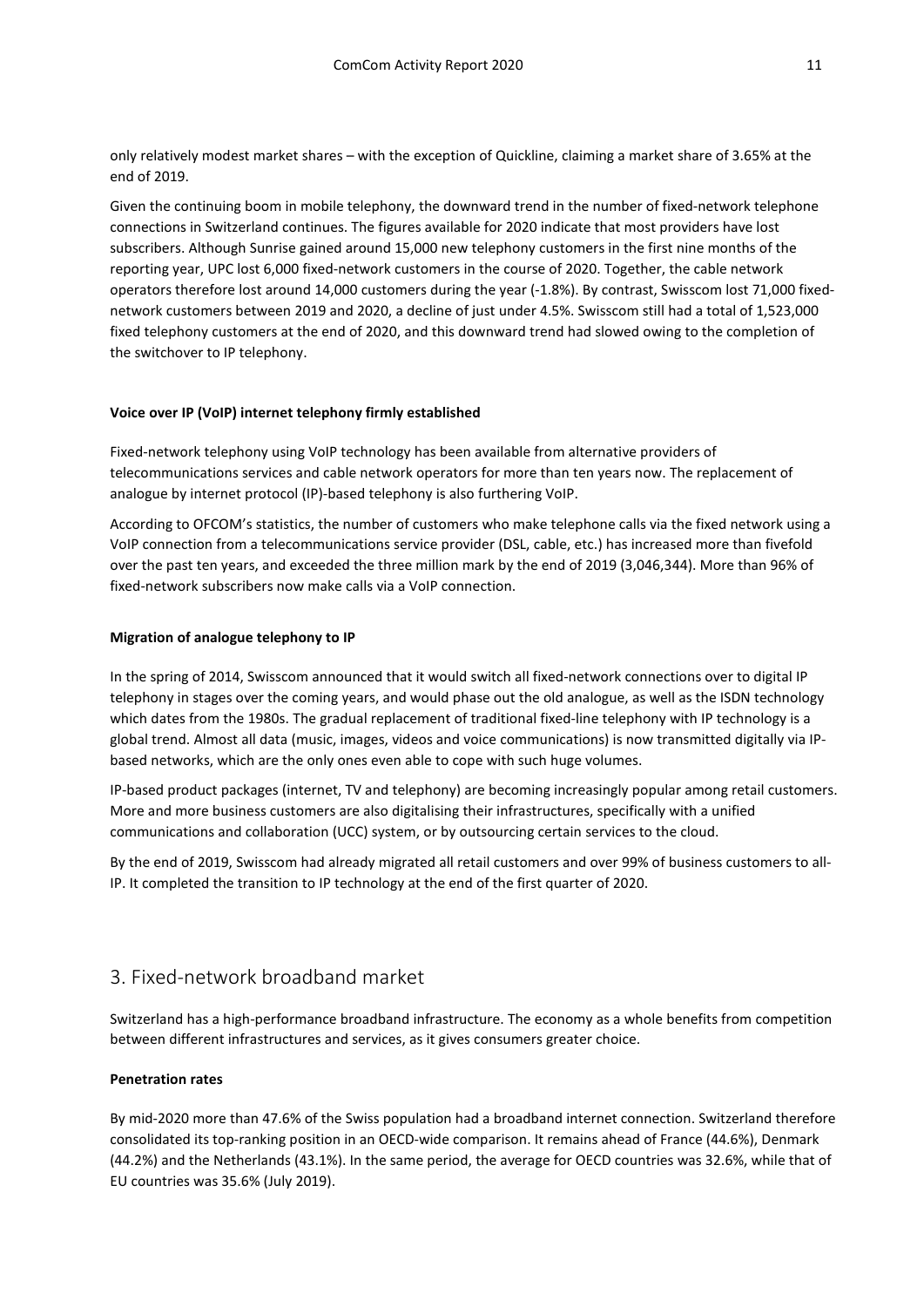only relatively modest market shares – with the exception of Quickline, claiming a market share of 3.65% at the end of 2019.

Given the continuing boom in mobile telephony, the downward trend in the number of fixed-network telephone connections in Switzerland continues. The figures available for 2020 indicate that most providers have lost subscribers. Although Sunrise gained around 15,000 new telephony customers in the first nine months of the reporting year, UPC lost 6,000 fixed-network customers in the course of 2020. Together, the cable network operators therefore lost around 14,000 customers during the year (-1.8%). By contrast, Swisscom lost 71,000 fixed-network customers between 2019 and 2020, a decline of just under 4.5%. Swisscom still had a total of 1,523,000 fixed telephony customers at the end of 2020, and this downward trend had slowed owing to the completion of the switchover to IP telephony.

**Voice over IP (VoIP) internet telephony firmly established**

Fixed-network telephony using VoIP technology has been available from alternative providers of telecommunications services and cable network operators for more than ten years now. The replacement of analogue by internet protocol (IP)-based telephony is also furthering VoIP.

According to OFCOM's statistics, the number of customers who make telephone calls via the fixed network using a VoIP connection from a telecommunications service provider (DSL, cable, etc.) has increased more than fivefold over the past ten years, and exceeded the three million mark by the end of 2019 (3,046,344). More than 96% of fixed-network subscribers now make calls via a VoIP connection.

**Migration of analogue telephony to IP**

In the spring of 2014, Swisscom announced that it would switch all fixed-network connections over to digital IP telephony in stages over the coming years, and would phase out the old analogue, as well as the ISDN technology which dates from the 1980s. The gradual replacement of traditional fixed-line telephony with IP technology is a global trend. Almost all data (music, images, videos and voice communications) is now transmitted digitally via IP-based networks, which are the only ones even able to cope with such huge volumes.

IP-based product packages (internet, TV and telephony) are becoming increasingly popular among retail customers. More and more business customers are also digitalising their infrastructures, specifically with a unified communications and collaboration (UCC) system, or by outsourcing certain services to the cloud.

By the end of 2019, Swisscom had already migrated all retail customers and over 99% of business customers to all-IP. It completed the transition to IP technology at the end of the first quarter of 2020.

## 3. Fixed-network broadband market

Switzerland has a high-performance broadband infrastructure. The economy as a whole benefits from competition between different infrastructures and services, as it gives consumers greater choice.

**Penetration rates**

By mid-2020 more than 47.6% of the Swiss population had a broadband internet connection. Switzerland therefore consolidated its top-ranking position in an OECD-wide comparison. It remains ahead of France (44.6%), Denmark (44.2%) and the Netherlands (43.1%). In the same period, the average for OECD countries was 32.6%, while that of EU countries was 35.6% (July 2019).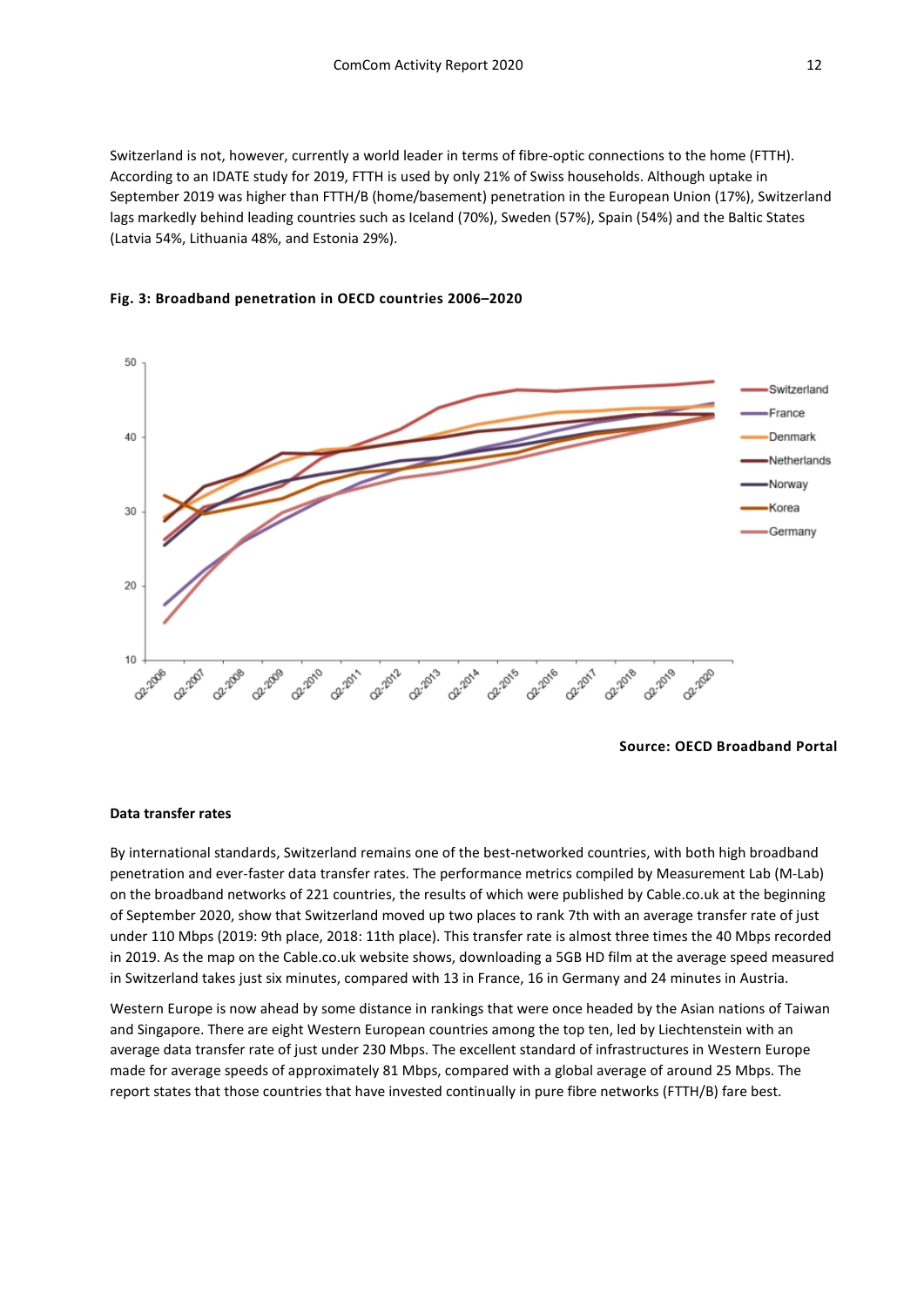Switzerland is not, however, currently a world leader in terms of fibre-optic connections to the home (FTTH). According to an IDATE study for 2019, FTTH is used by only 21% of Swiss households. Although uptake in September 2019 was higher than FTTH/B (home/basement) penetration in the European Union (17%), Switzerland lags markedly behind leading countries such as Iceland (70%), Sweden (57%), Spain (54%) and the Baltic States (Latvia 54%, Lithuania 48%, and Estonia 29%).

**Fig. 3: Broadband penetration in OECD countries 2006–2020**

**Source: OECD Broadband Portal**

#### Data transfer rates

By international standards, Switzerland remains one of the best-networked countries, with both high broadband penetration and ever-faster data transfer rates. The performance metrics compiled by Measurement Lab (M-Lab) on the broadband networks of 221 countries, the results of which were published by Cable.co.uk at the beginning of September 2020, show that Switzerland moved up two places to rank 7th with an average transfer rate of just under 110 Mbps (2019: 9th place, 2018: 11th place). This transfer rate is almost three times the 40 Mbps recorded in 2019. As the map on the Cable.co.uk website shows, downloading a 5GB HD film at the average speed measured in Switzerland takes just six minutes, compared with 13 in France, 16 in Germany and 24 minutes in Austria.

Western Europe is now ahead by some distance in rankings that were once headed by the Asian nations of Taiwan and Singapore. There are eight Western European countries among the top ten, led by Liechtenstein with an average data transfer rate of just under 230 Mbps. The excellent standard of infrastructures in Western Europe made for average speeds of approximately 81 Mbps, compared with a global average of around 25 Mbps. The report states that those countries that have invested continually in pure fibre networks (FTTH/B) fare best.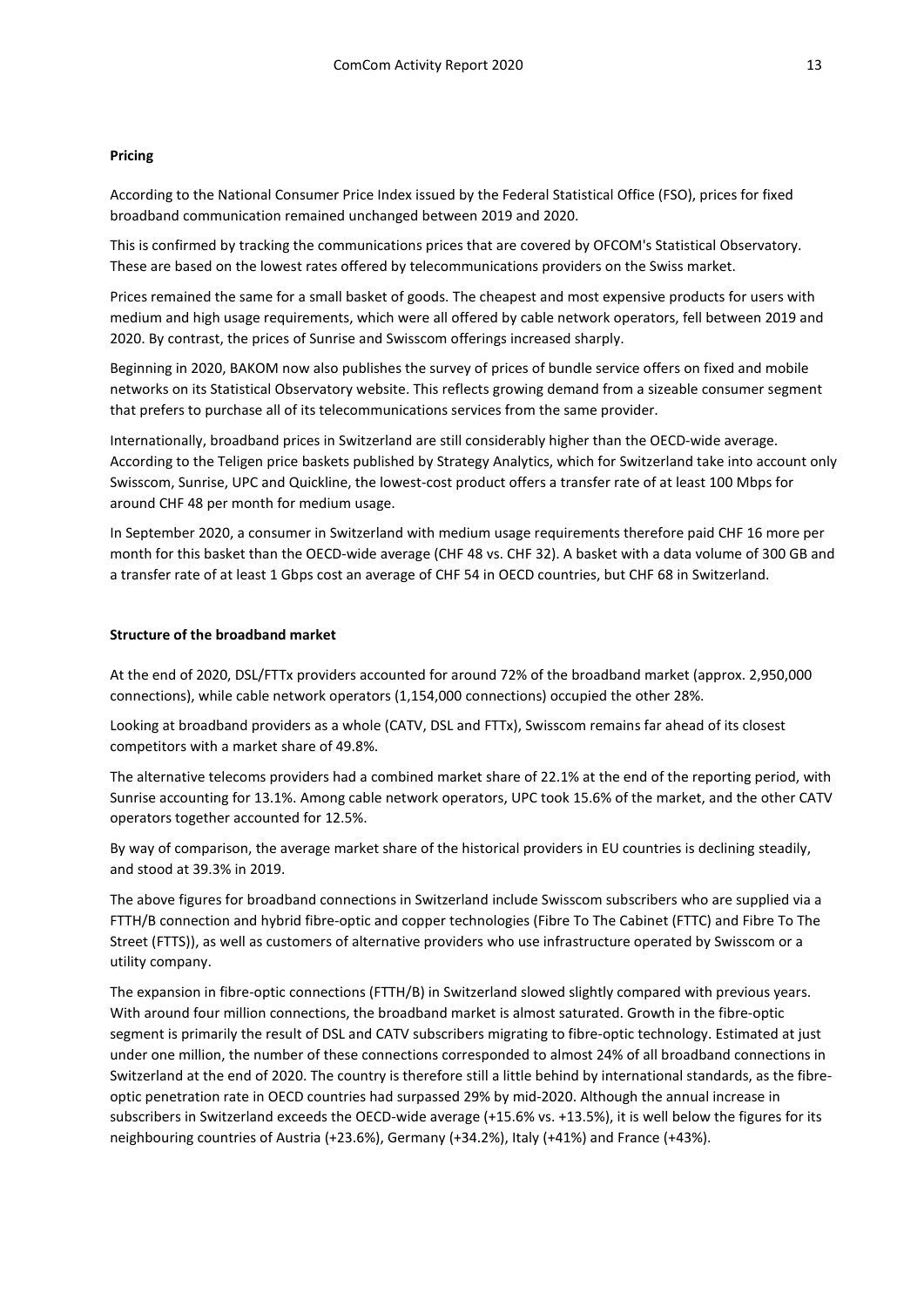**Pricing**

According to the National Consumer Price Index issued by the Federal Statistical Office (FSO), prices for fixed broadband communication remained unchanged between 2019 and 2020.

This is confirmed by tracking the communications prices that are covered by OFCOM's Statistical Observatory. These are based on the lowest rates offered by telecommunications providers on the Swiss market.

Prices remained the same for a small basket of goods. The cheapest and most expensive products for users with medium and high usage requirements, which were all offered by cable network operators, fell between 2019 and 2020. By contrast, the prices of Sunrise and Swisscom offerings increased sharply.

Beginning in 2020, BAKOM now also publishes the survey of prices of bundle service offers on fixed and mobile networks on its Statistical Observatory website. This reflects growing demand from a sizeable consumer segment that prefers to purchase all of its telecommunications services from the same provider.

Internationally, broadband prices in Switzerland are still considerably higher than the OECD-wide average. According to the Teligen price baskets published by Strategy Analytics, which for Switzerland take into account only Swisscom, Sunrise, UPC and Quickline, the lowest-cost product offers a transfer rate of at least 100 Mbps for around CHF 48 per month for medium usage.

In September 2020, a consumer in Switzerland with medium usage requirements therefore paid CHF 16 more per month for this basket than the OECD-wide average (CHF 48 vs. CHF 32). A basket with a data volume of 300 GB and a transfer rate of at least 1 Gbps cost an average of CHF 54 in OECD countries, but CHF 68 in Switzerland.

**Structure of the broadband market**

At the end of 2020, DSL/FTTx providers accounted for around 72% of the broadband market (approx. 2,950,000 connections), while cable network operators (1,154,000 connections) occupied the other 28%.

Looking at broadband providers as a whole (CATV, DSL and FTTx), Swisscom remains far ahead of its closest competitors with a market share of 49.8%.

The alternative telecoms providers had a combined market share of 22.1% at the end of the reporting period, with Sunrise accounting for 13.1%. Among cable network operators, UPC took 15.6% of the market, and the other CATV operators together accounted for 12.5%.

By way of comparison, the average market share of the historical providers in EU countries is declining steadily, and stood at 39.3% in 2019.

The above figures for broadband connections in Switzerland include Swisscom subscribers who are supplied via a FTTH/B connection and hybrid fibre-optic and copper technologies (Fibre To The Cabinet (FTTC) and Fibre To The Street (FTTS)), as well as customers of alternative providers who use infrastructure operated by Swisscom or a utility company.

The expansion in fibre-optic connections (FTTH/B) in Switzerland slowed slightly compared with previous years. With around four million connections, the broadband market is almost saturated. Growth in the fibre-optic segment is primarily the result of DSL and CATV subscribers migrating to fibre-optic technology. Estimated at just under one million, the number of these connections corresponded to almost 24% of all broadband connections in Switzerland at the end of 2020. The country is therefore still a little behind by international standards, as the fibre-optic penetration rate in OECD countries had surpassed 29% by mid-2020. Although the annual increase in subscribers in Switzerland exceeds the OECD-wide average (+15.6% vs. +13.5%), it is well below the figures for its neighbouring countries of Austria (+23.6%), Germany (+34.2%), Italy (+41%) and France (+43%).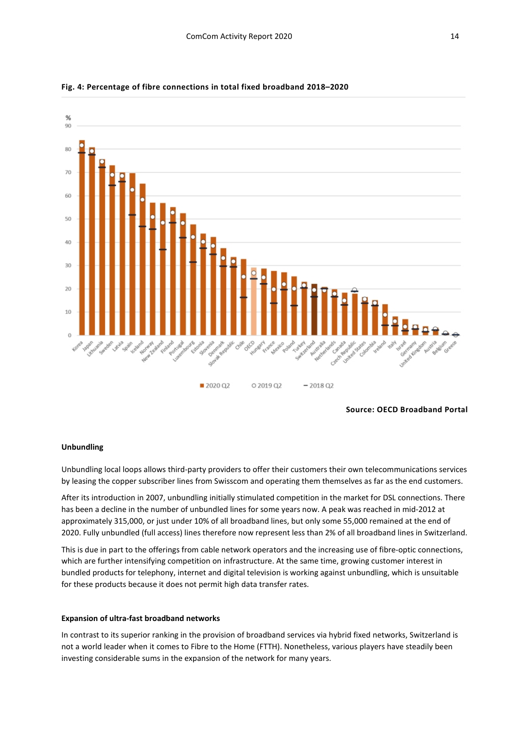**Fig. 4: Percentage of fibre connections in total fixed broadband 2018–2020**

**Source: OECD Broadband Portal**

### Unbundling

Unbundling local loops allows third-party providers to offer their customers their own telecommunications services by leasing the copper subscriber lines from Swisscom and operating them themselves as far as the end customers.

After its introduction in 2007, unbundling initially stimulated competition in the market for DSL connections. There has been a decline in the number of unbundled lines for some years now. A peak was reached in mid-2012 at approximately 315,000, or just under 10% of all broadband lines, but only some 55,000 remained at the end of 2020. Fully unbundled (full access) lines therefore now represent less than 2% of all broadband lines in Switzerland.

This is due in part to the offerings from cable network operators and the increasing use of fibre-optic connections, which are further intensifying competition on infrastructure. At the same time, growing customer interest in bundled products for telephony, internet and digital television is working against unbundling, which is unsuitable for these products because it does not permit high data transfer rates.

### Expansion of ultra-fast broadband networks

In contrast to its superior ranking in the provision of broadband services via hybrid fixed networks, Switzerland is not a world leader when it comes to Fibre to the Home (FTTH). Nonetheless, various players have steadily been investing considerable sums in the expansion of the network for many years.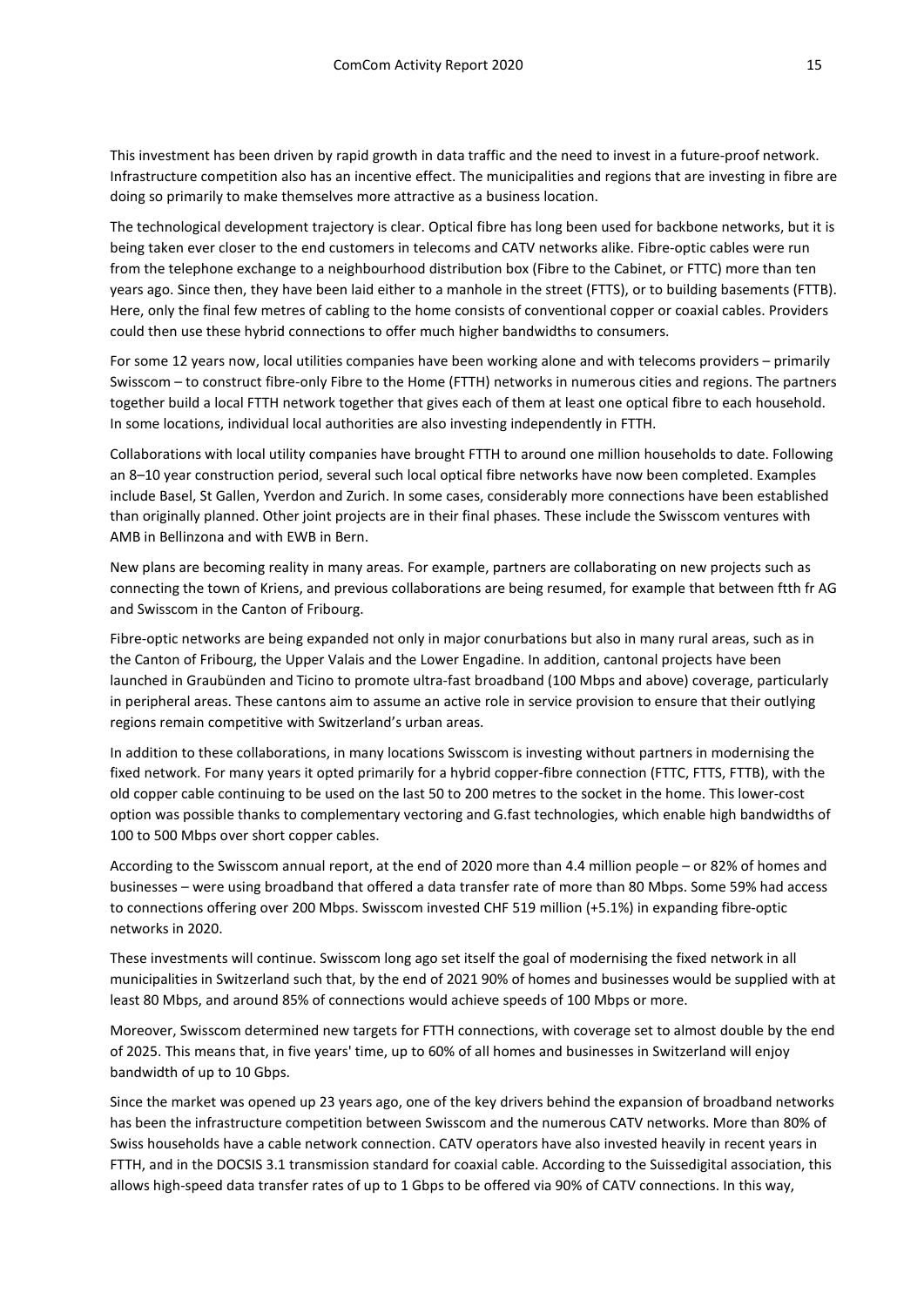This investment has been driven by rapid growth in data traffic and the need to invest in a future-proof network. Infrastructure competition also has an incentive effect. The municipalities and regions that are investing in fibre are doing so primarily to make themselves more attractive as a business location.

The technological development trajectory is clear. Optical fibre has long been used for backbone networks, but it is being taken ever closer to the end customers in telecoms and CATV networks alike. Fibre-optic cables were run from the telephone exchange to a neighbourhood distribution box (Fibre to the Cabinet, or FTTC) more than ten years ago. Since then, they have been laid either to a manhole in the street (FTTS), or to building basements (FTTB). Here, only the final few metres of cabling to the home consists of conventional copper or coaxial cables. Providers could then use these hybrid connections to offer much higher bandwidths to consumers.

For some 12 years now, local utilities companies have been working alone and with telecoms providers – primarily Swisscom – to construct fibre-only Fibre to the Home (FTTH) networks in numerous cities and regions. The partners together build a local FTTH network together that gives each of them at least one optical fibre to each household. In some locations, individual local authorities are also investing independently in FTTH.

Collaborations with local utility companies have brought FTTH to around one million households to date. Following an 8–10 year construction period, several such local optical fibre networks have now been completed. Examples include Basel, St Gallen, Yverdon and Zurich. In some cases, considerably more connections have been established than originally planned. Other joint projects are in their final phases. These include the Swisscom ventures with AMB in Bellinzona and with EWB in Bern.

New plans are becoming reality in many areas. For example, partners are collaborating on new projects such as connecting the town of Kriens, and previous collaborations are being resumed, for example that between ftth fr AG and Swisscom in the Canton of Fribourg.

Fibre-optic networks are being expanded not only in major conurbations but also in many rural areas, such as in the Canton of Fribourg, the Upper Valais and the Lower Engadine. In addition, cantonal projects have been launched in Graubünden and Ticino to promote ultra-fast broadband (100 Mbps and above) coverage, particularly in peripheral areas. These cantons aim to assume an active role in service provision to ensure that their outlying regions remain competitive with Switzerland's urban areas.

In addition to these collaborations, in many locations Swisscom is investing without partners in modernising the fixed network. For many years it opted primarily for a hybrid copper-fibre connection (FTTC, FTTS, FTTB), with the old copper cable continuing to be used on the last 50 to 200 metres to the socket in the home. This lower-cost option was possible thanks to complementary vectoring and G.fast technologies, which enable high bandwidths of 100 to 500 Mbps over short copper cables.

According to the Swisscom annual report, at the end of 2020 more than 4.4 million people – or 82% of homes and businesses – were using broadband that offered a data transfer rate of more than 80 Mbps. Some 59% had access to connections offering over 200 Mbps. Swisscom invested CHF 519 million (+5.1%) in expanding fibre-optic networks in 2020.

These investments will continue. Swisscom long ago set itself the goal of modernising the fixed network in all municipalities in Switzerland such that, by the end of 2021 90% of homes and businesses would be supplied with at least 80 Mbps, and around 85% of connections would achieve speeds of 100 Mbps or more.

Moreover, Swisscom determined new targets for FTTH connections, with coverage set to almost double by the end of 2025. This means that, in five years' time, up to 60% of all homes and businesses in Switzerland will enjoy bandwidth of up to 10 Gbps.

Since the market was opened up 23 years ago, one of the key drivers behind the expansion of broadband networks has been the infrastructure competition between Swisscom and the numerous CATV networks. More than 80% of Swiss households have a cable network connection. CATV operators have also invested heavily in recent years in FTTH, and in the DOCSIS 3.1 transmission standard for coaxial cable. According to the Suissedigital association, this allows high-speed data transfer rates of up to 1 Gbps to be offered via 90% of CATV connections. In this way,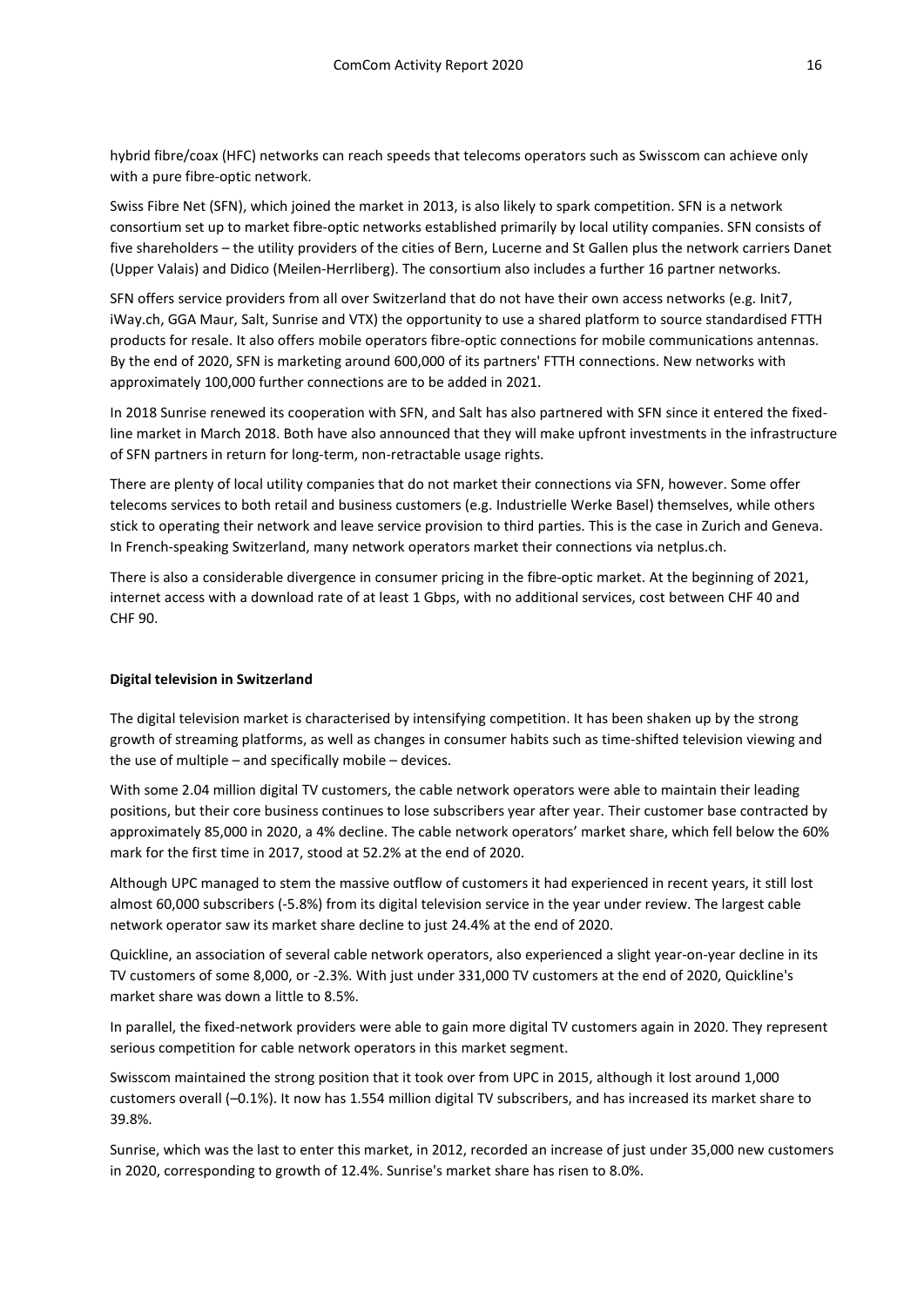hybrid fibre/coax (HFC) networks can reach speeds that telecoms operators such as Swisscom can achieve only with a pure fibre-optic network.

Swiss Fibre Net (SFN), which joined the market in 2013, is also likely to spark competition. SFN is a network consortium set up to market fibre-optic networks established primarily by local utility companies. SFN consists of five shareholders – the utility providers of the cities of Bern, Lucerne and St Gallen plus the network carriers Danet (Upper Valais) and Didico (Meilen-Herrliberg). The consortium also includes a further 16 partner networks.

SFN offers service providers from all over Switzerland that do not have their own access networks (e.g. Init7, iWay.ch, GGA Maur, Salt, Sunrise and VTX) the opportunity to use a shared platform to source standardised FTTH products for resale. It also offers mobile operators fibre-optic connections for mobile communications antennas. By the end of 2020, SFN is marketing around 600,000 of its partners' FTTH connections. New networks with approximately 100,000 further connections are to be added in 2021.

In 2018 Sunrise renewed its cooperation with SFN, and Salt has also partnered with SFN since it entered the fixed-line market in March 2018. Both have also announced that they will make upfront investments in the infrastructure of SFN partners in return for long-term, non-retractable usage rights.

There are plenty of local utility companies that do not market their connections via SFN, however. Some offer telecoms services to both retail and business customers (e.g. Industrielle Werke Basel) themselves, while others stick to operating their network and leave service provision to third parties. This is the case in Zurich and Geneva. In French-speaking Switzerland, many network operators market their connections via netplus.ch.

There is also a considerable divergence in consumer pricing in the fibre-optic market. At the beginning of 2021, internet access with a download rate of at least 1 Gbps, with no additional services, cost between CHF 40 and CHF 90.

**Digital television in Switzerland**

The digital television market is characterised by intensifying competition. It has been shaken up by the strong growth of streaming platforms, as well as changes in consumer habits such as time-shifted television viewing and the use of multiple – and specifically mobile – devices.

With some 2.04 million digital TV customers, the cable network operators were able to maintain their leading positions, but their core business continues to lose subscribers year after year. Their customer base contracted by approximately 85,000 in 2020, a 4% decline. The cable network operators' market share, which fell below the 60% mark for the first time in 2017, stood at 52.2% at the end of 2020.

Although UPC managed to stem the massive outflow of customers it had experienced in recent years, it still lost almost 60,000 subscribers (-5.8%) from its digital television service in the year under review. The largest cable network operator saw its market share decline to just 24.4% at the end of 2020.

Quickline, an association of several cable network operators, also experienced a slight year-on-year decline in its TV customers of some 8,000, or -2.3%. With just under 331,000 TV customers at the end of 2020, Quickline's market share was down a little to 8.5%.

In parallel, the fixed-network providers were able to gain more digital TV customers again in 2020. They represent serious competition for cable network operators in this market segment.

Swisscom maintained the strong position that it took over from UPC in 2015, although it lost around 1,000 customers overall (–0.1%). It now has 1.554 million digital TV subscribers, and has increased its market share to 39.8%.

Sunrise, which was the last to enter this market, in 2012, recorded an increase of just under 35,000 new customers in 2020, corresponding to growth of 12.4%. Sunrise's market share has risen to 8.0%.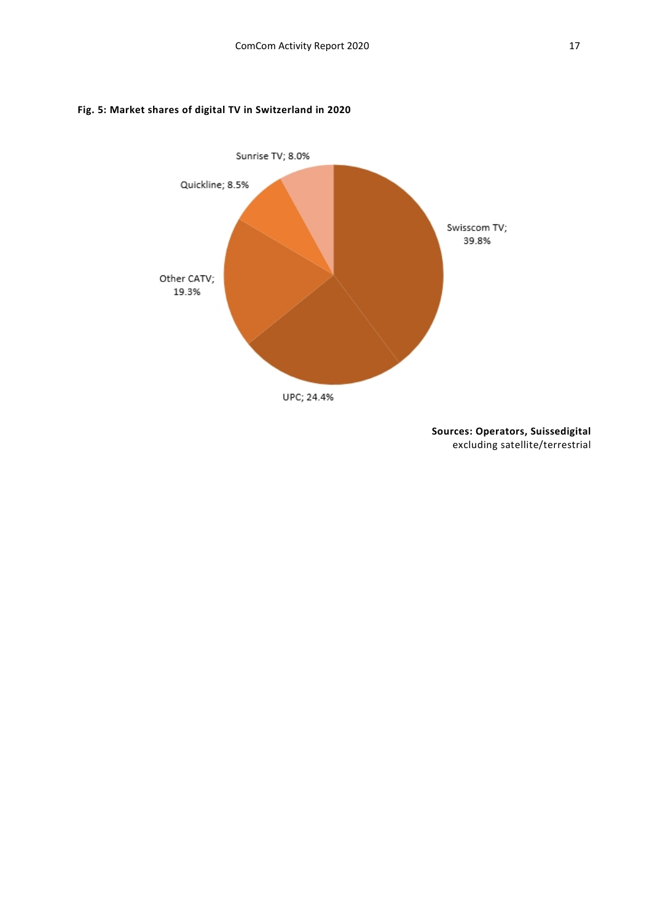**Fig. 5: Market shares of digital TV in Switzerland in 2020**

Sunrise TV; 8.0%

Quickline; 8.5%

Swisscom TV; 39.8%

Other CATV; 19.3%

UPC; 24.4%

**Sources: Operators, Suissedigital**
excluding satellite/terrestrial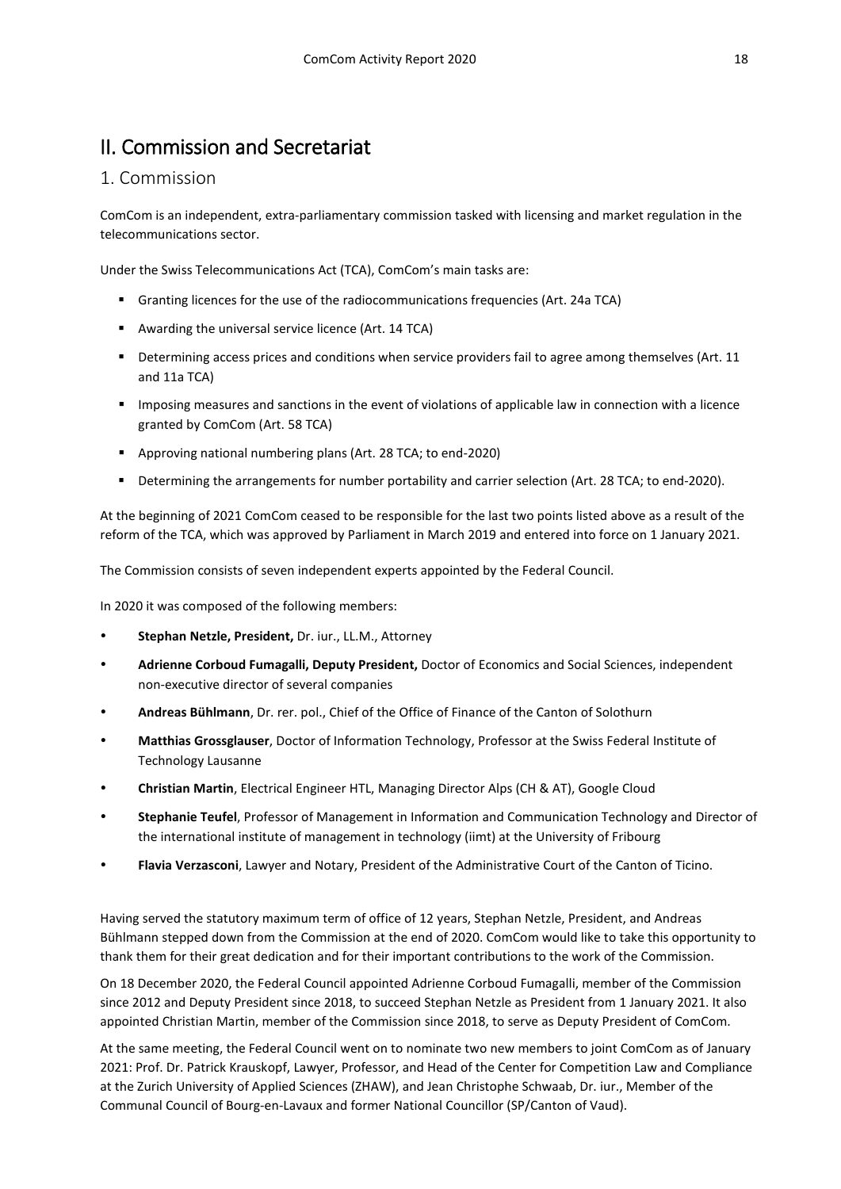# II. Commission and Secretariat

## 1. Commission

ComCom is an independent, extra-parliamentary commission tasked with licensing and market regulation in the telecommunications sector.

Under the Swiss Telecommunications Act (TCA), ComCom's main tasks are:

- Granting licences for the use of the radiocommunications frequencies (Art. 24a TCA)
- Awarding the universal service licence (Art. 14 TCA)
- Determining access prices and conditions when service providers fail to agree among themselves (Art. 11 and 11a TCA)
- Imposing measures and sanctions in the event of violations of applicable law in connection with a licence granted by ComCom (Art. 58 TCA)
- Approving national numbering plans (Art. 28 TCA; to end-2020)
- Determining the arrangements for number portability and carrier selection (Art. 28 TCA; to end-2020).

At the beginning of 2021 ComCom ceased to be responsible for the last two points listed above as a result of the reform of the TCA, which was approved by Parliament in March 2019 and entered into force on 1 January 2021.

The Commission consists of seven independent experts appointed by the Federal Council.

In 2020 it was composed of the following members:

- **Stephan Netzle, President,** Dr. iur., LL.M., Attorney
- **Adrienne Corboud Fumagalli, Deputy President,** Doctor of Economics and Social Sciences, independent non-executive director of several companies
- **Andreas Bühlmann**, Dr. rer. pol., Chief of the Office of Finance of the Canton of Solothurn
- **Matthias Grossglauser**, Doctor of Information Technology, Professor at the Swiss Federal Institute of Technology Lausanne
- **Christian Martin**, Electrical Engineer HTL, Managing Director Alps (CH & AT), Google Cloud
- **Stephanie Teufel**, Professor of Management in Information and Communication Technology and Director of the international institute of management in technology (iimt) at the University of Fribourg
- **Flavia Verzasconi**, Lawyer and Notary, President of the Administrative Court of the Canton of Ticino.

Having served the statutory maximum term of office of 12 years, Stephan Netzle, President, and Andreas Bühlmann stepped down from the Commission at the end of 2020. ComCom would like to take this opportunity to thank them for their great dedication and for their important contributions to the work of the Commission.

On 18 December 2020, the Federal Council appointed Adrienne Corboud Fumagalli, member of the Commission since 2012 and Deputy President since 2018, to succeed Stephan Netzle as President from 1 January 2021. It also appointed Christian Martin, member of the Commission since 2018, to serve as Deputy President of ComCom.

At the same meeting, the Federal Council went on to nominate two new members to joint ComCom as of January 2021: Prof. Dr. Patrick Krauskopf, Lawyer, Professor, and Head of the Center for Competition Law and Compliance at the Zurich University of Applied Sciences (ZHAW), and Jean Christophe Schwaab, Dr. iur., Member of the Communal Council of Bourg-en-Lavaux and former National Councillor (SP/Canton of Vaud).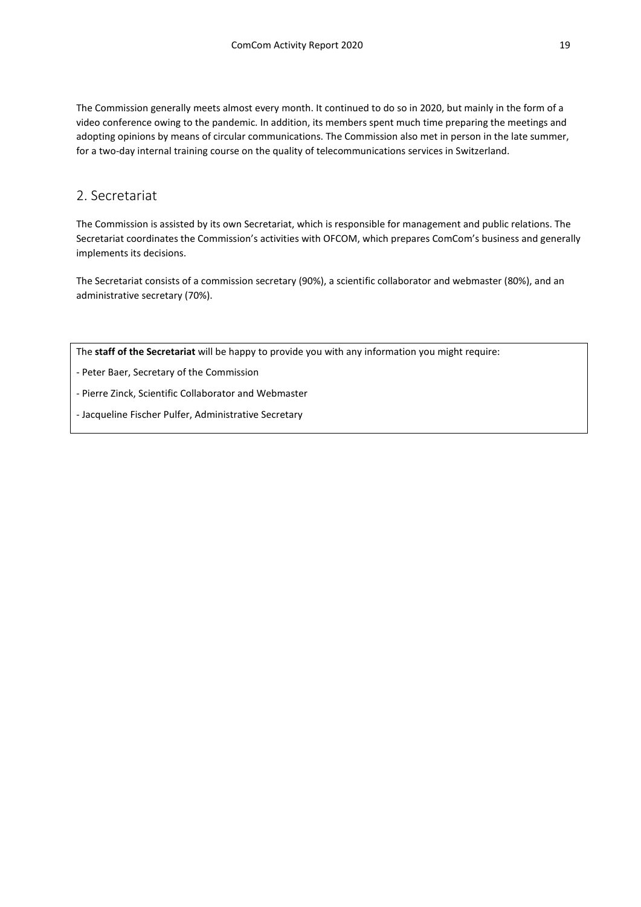The Commission generally meets almost every month. It continued to do so in 2020, but mainly in the form of a video conference owing to the pandemic. In addition, its members spent much time preparing the meetings and adopting opinions by means of circular communications. The Commission also met in person in the late summer, for a two-day internal training course on the quality of telecommunications services in Switzerland.

## 2. Secretariat

The Commission is assisted by its own Secretariat, which is responsible for management and public relations. The Secretariat coordinates the Commission's activities with OFCOM, which prepares ComCom's business and generally implements its decisions.

The Secretariat consists of a commission secretary (90%), a scientific collaborator and webmaster (80%), and an administrative secretary (70%).

The **staff of the Secretariat** will be happy to provide you with any information you might require:

- Peter Baer, Secretary of the Commission
- Pierre Zinck, Scientific Collaborator and Webmaster
- Jacqueline Fischer Pulfer, Administrative Secretary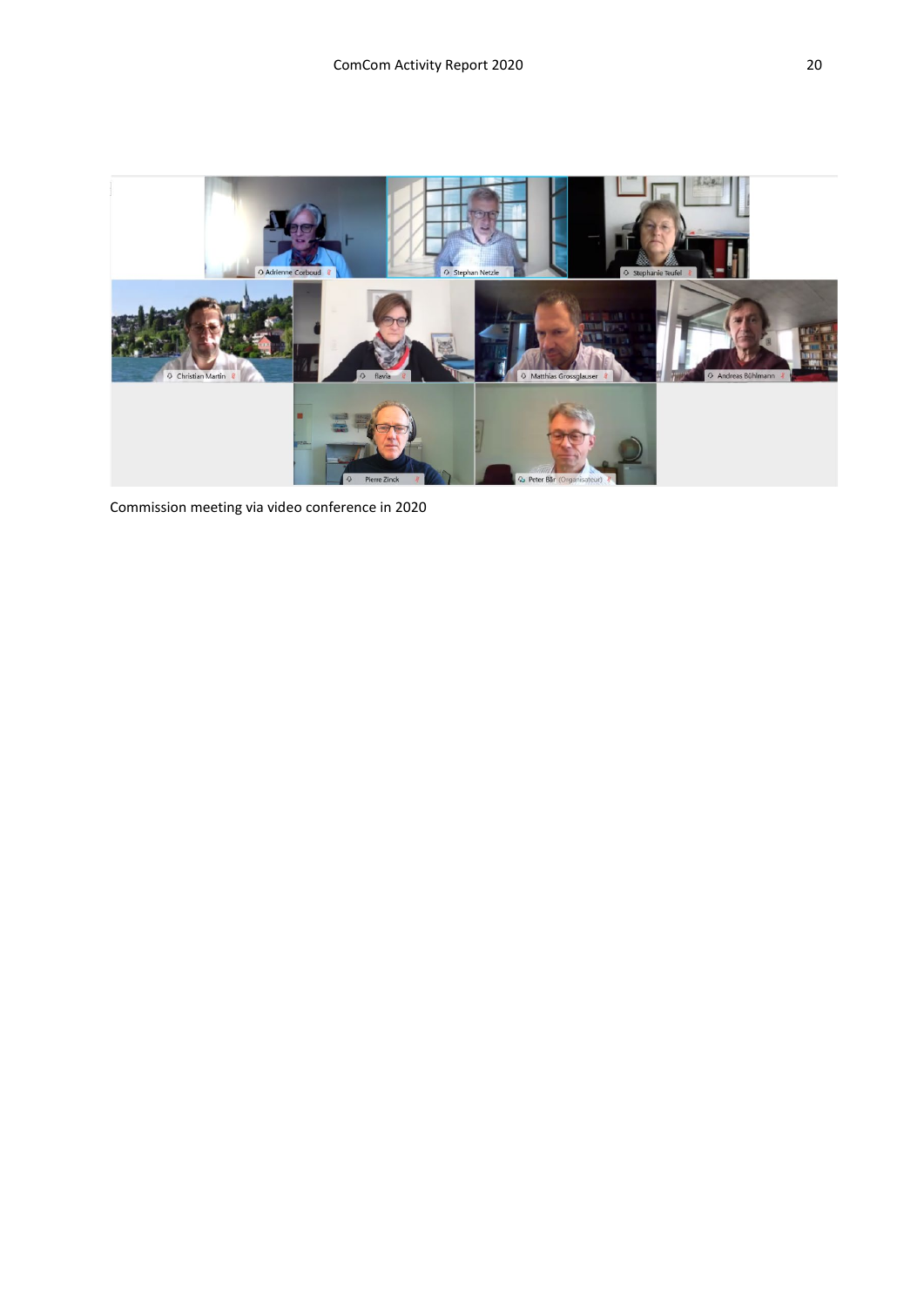Commission meeting via video conference in 2020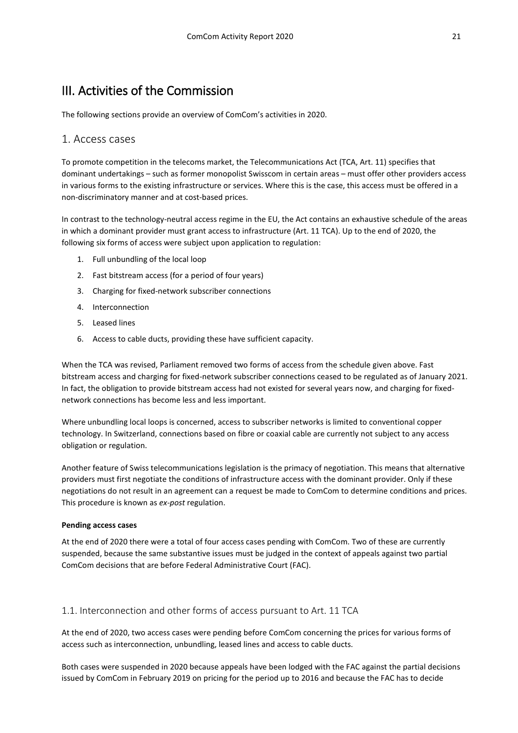# III. Activities of the Commission

The following sections provide an overview of ComCom's activities in 2020.

## 1. Access cases

To promote competition in the telecoms market, the Telecommunications Act (TCA, Art. 11) specifies that dominant undertakings – such as former monopolist Swisscom in certain areas – must offer other providers access in various forms to the existing infrastructure or services. Where this is the case, this access must be offered in a non-discriminatory manner and at cost-based prices.

In contrast to the technology-neutral access regime in the EU, the Act contains an exhaustive schedule of the areas in which a dominant provider must grant access to infrastructure (Art. 11 TCA). Up to the end of 2020, the following six forms of access were subject upon application to regulation:

1. Full unbundling of the local loop
2. Fast bitstream access (for a period of four years)
3. Charging for fixed-network subscriber connections
4. Interconnection
5. Leased lines
6. Access to cable ducts, providing these have sufficient capacity.

When the TCA was revised, Parliament removed two forms of access from the schedule given above. Fast bitstream access and charging for fixed-network subscriber connections ceased to be regulated as of January 2021. In fact, the obligation to provide bitstream access had not existed for several years now, and charging for fixed-network connections has become less and less important.

Where unbundling local loops is concerned, access to subscriber networks is limited to conventional copper technology. In Switzerland, connections based on fibre or coaxial cable are currently not subject to any access obligation or regulation.

Another feature of Swiss telecommunications legislation is the primacy of negotiation. This means that alternative providers must first negotiate the conditions of infrastructure access with the dominant provider. Only if these negotiations do not result in an agreement can a request be made to ComCom to determine conditions and prices. This procedure is known as *ex-post* regulation.

**Pending access cases**

At the end of 2020 there were a total of four access cases pending with ComCom. Two of these are currently suspended, because the same substantive issues must be judged in the context of appeals against two partial ComCom decisions that are before Federal Administrative Court (FAC).

### 1.1. Interconnection and other forms of access pursuant to Art. 11 TCA

At the end of 2020, two access cases were pending before ComCom concerning the prices for various forms of access such as interconnection, unbundling, leased lines and access to cable ducts.

Both cases were suspended in 2020 because appeals have been lodged with the FAC against the partial decisions issued by ComCom in February 2019 on pricing for the period up to 2016 and because the FAC has to decide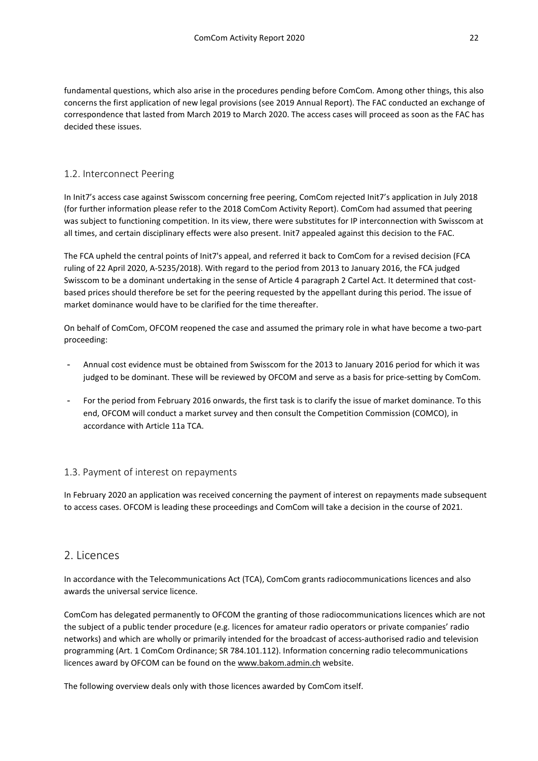fundamental questions, which also arise in the procedures pending before ComCom. Among other things, this also concerns the first application of new legal provisions (see 2019 Annual Report). The FAC conducted an exchange of correspondence that lasted from March 2019 to March 2020. The access cases will proceed as soon as the FAC has decided these issues.

### 1.2. Interconnect Peering

In Init7's access case against Swisscom concerning free peering, ComCom rejected Init7's application in July 2018 (for further information please refer to the 2018 ComCom Activity Report). ComCom had assumed that peering was subject to functioning competition. In its view, there were substitutes for IP interconnection with Swisscom at all times, and certain disciplinary effects were also present. Init7 appealed against this decision to the FAC.

The FCA upheld the central points of Init7's appeal, and referred it back to ComCom for a revised decision (FCA ruling of 22 April 2020, A-5235/2018). With regard to the period from 2013 to January 2016, the FCA judged Swisscom to be a dominant undertaking in the sense of Article 4 paragraph 2 Cartel Act. It determined that cost-based prices should therefore be set for the peering requested by the appellant during this period. The issue of market dominance would have to be clarified for the time thereafter.

On behalf of ComCom, OFCOM reopened the case and assumed the primary role in what have become a two-part proceeding:

- Annual cost evidence must be obtained from Swisscom for the 2013 to January 2016 period for which it was judged to be dominant. These will be reviewed by OFCOM and serve as a basis for price-setting by ComCom.
- For the period from February 2016 onwards, the first task is to clarify the issue of market dominance. To this end, OFCOM will conduct a market survey and then consult the Competition Commission (COMCO), in accordance with Article 11a TCA.

### 1.3. Payment of interest on repayments

In February 2020 an application was received concerning the payment of interest on repayments made subsequent to access cases. OFCOM is leading these proceedings and ComCom will take a decision in the course of 2021.

## 2. Licences

In accordance with the Telecommunications Act (TCA), ComCom grants radiocommunications licences and also awards the universal service licence.

ComCom has delegated permanently to OFCOM the granting of those radiocommunications licences which are not the subject of a public tender procedure (e.g. licences for amateur radio operators or private companies' radio networks) and which are wholly or primarily intended for the broadcast of access-authorised radio and television programming (Art. 1 ComCom Ordinance; SR 784.101.112). Information concerning radio telecommunications licences award by OFCOM can be found on the www.bakom.admin.ch website.

The following overview deals only with those licences awarded by ComCom itself.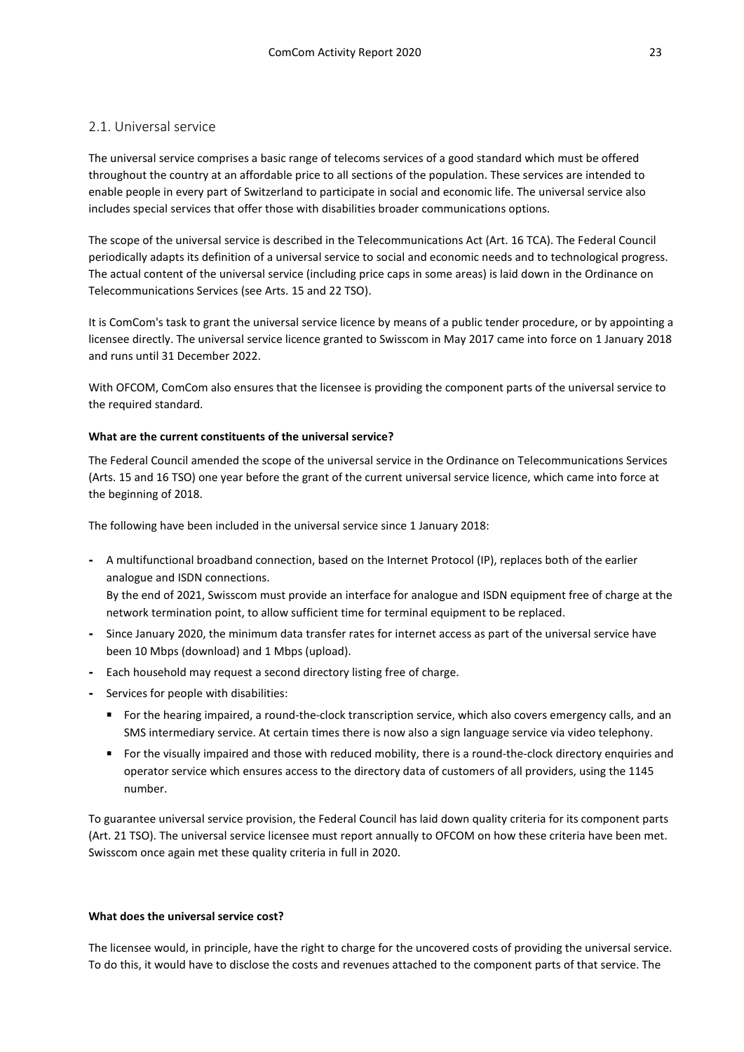## 2.1. Universal service

The universal service comprises a basic range of telecoms services of a good standard which must be offered throughout the country at an affordable price to all sections of the population. These services are intended to enable people in every part of Switzerland to participate in social and economic life. The universal service also includes special services that offer those with disabilities broader communications options.

The scope of the universal service is described in the Telecommunications Act (Art. 16 TCA). The Federal Council periodically adapts its definition of a universal service to social and economic needs and to technological progress. The actual content of the universal service (including price caps in some areas) is laid down in the Ordinance on Telecommunications Services (see Arts. 15 and 22 TSO).

It is ComCom's task to grant the universal service licence by means of a public tender procedure, or by appointing a licensee directly. The universal service licence granted to Swisscom in May 2017 came into force on 1 January 2018 and runs until 31 December 2022.

With OFCOM, ComCom also ensures that the licensee is providing the component parts of the universal service to the required standard.

**What are the current constituents of the universal service?**

The Federal Council amended the scope of the universal service in the Ordinance on Telecommunications Services (Arts. 15 and 16 TSO) one year before the grant of the current universal service licence, which came into force at the beginning of 2018.

The following have been included in the universal service since 1 January 2018:

- A multifunctional broadband connection, based on the Internet Protocol (IP), replaces both of the earlier analogue and ISDN connections.
  By the end of 2021, Swisscom must provide an interface for analogue and ISDN equipment free of charge at the network termination point, to allow sufficient time for terminal equipment to be replaced.
- Since January 2020, the minimum data transfer rates for internet access as part of the universal service have been 10 Mbps (download) and 1 Mbps (upload).
- Each household may request a second directory listing free of charge.
- Services for people with disabilities:
  - For the hearing impaired, a round-the-clock transcription service, which also covers emergency calls, and an SMS intermediary service. At certain times there is now also a sign language service via video telephony.
  - For the visually impaired and those with reduced mobility, there is a round-the-clock directory enquiries and operator service which ensures access to the directory data of customers of all providers, using the 1145 number.

To guarantee universal service provision, the Federal Council has laid down quality criteria for its component parts (Art. 21 TSO). The universal service licensee must report annually to OFCOM on how these criteria have been met. Swisscom once again met these quality criteria in full in 2020.

**What does the universal service cost?**

The licensee would, in principle, have the right to charge for the uncovered costs of providing the universal service. To do this, it would have to disclose the costs and revenues attached to the component parts of that service. The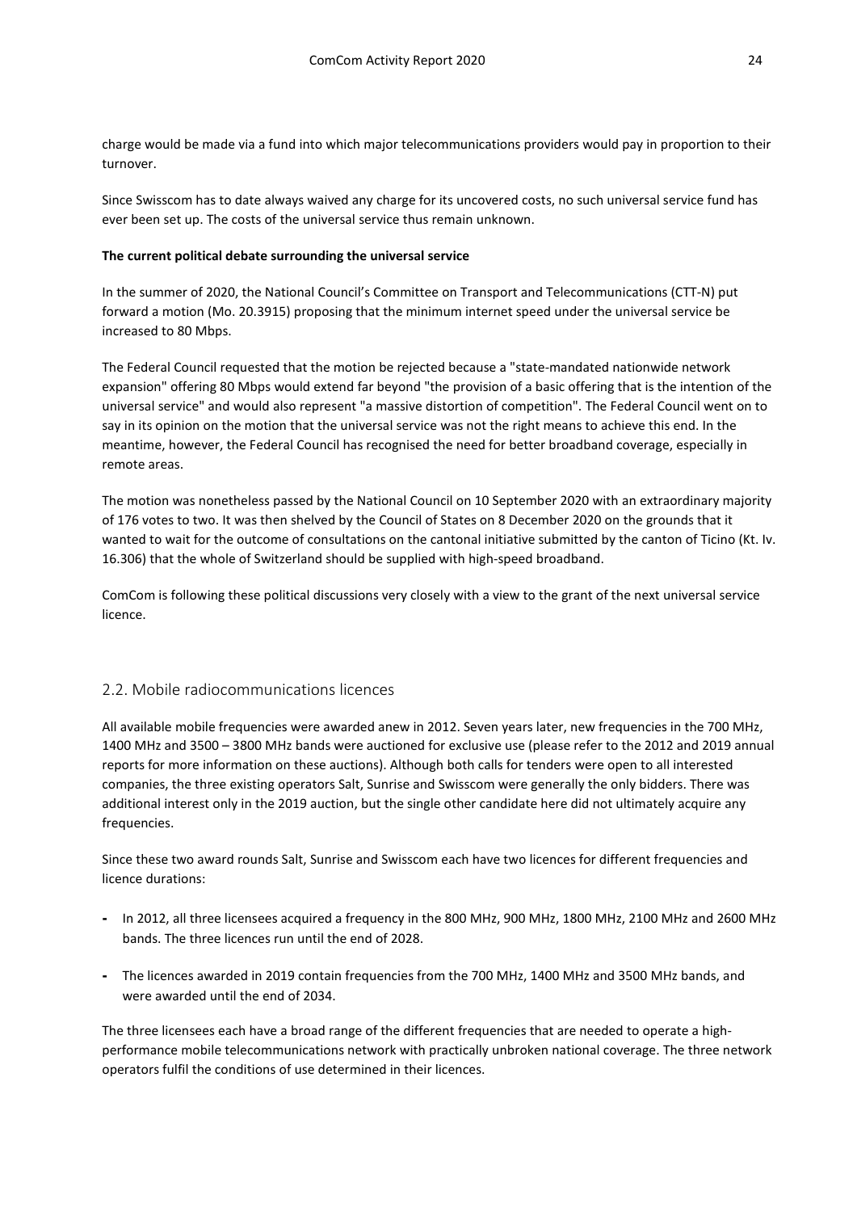charge would be made via a fund into which major telecommunications providers would pay in proportion to their turnover.

Since Swisscom has to date always waived any charge for its uncovered costs, no such universal service fund has ever been set up. The costs of the universal service thus remain unknown.

**The current political debate surrounding the universal service**

In the summer of 2020, the National Council's Committee on Transport and Telecommunications (CTT-N) put forward a motion (Mo. 20.3915) proposing that the minimum internet speed under the universal service be increased to 80 Mbps.

The Federal Council requested that the motion be rejected because a "state-mandated nationwide network expansion" offering 80 Mbps would extend far beyond "the provision of a basic offering that is the intention of the universal service" and would also represent "a massive distortion of competition". The Federal Council went on to say in its opinion on the motion that the universal service was not the right means to achieve this end. In the meantime, however, the Federal Council has recognised the need for better broadband coverage, especially in remote areas.

The motion was nonetheless passed by the National Council on 10 September 2020 with an extraordinary majority of 176 votes to two. It was then shelved by the Council of States on 8 December 2020 on the grounds that it wanted to wait for the outcome of consultations on the cantonal initiative submitted by the canton of Ticino (Kt. Iv. 16.306) that the whole of Switzerland should be supplied with high-speed broadband.

ComCom is following these political discussions very closely with a view to the grant of the next universal service licence.

## 2.2. Mobile radiocommunications licences

All available mobile frequencies were awarded anew in 2012. Seven years later, new frequencies in the 700 MHz, 1400 MHz and 3500 – 3800 MHz bands were auctioned for exclusive use (please refer to the 2012 and 2019 annual reports for more information on these auctions). Although both calls for tenders were open to all interested companies, the three existing operators Salt, Sunrise and Swisscom were generally the only bidders. There was additional interest only in the 2019 auction, but the single other candidate here did not ultimately acquire any frequencies.

Since these two award rounds Salt, Sunrise and Swisscom each have two licences for different frequencies and licence durations:

- In 2012, all three licensees acquired a frequency in the 800 MHz, 900 MHz, 1800 MHz, 2100 MHz and 2600 MHz bands. The three licences run until the end of 2028.
- The licences awarded in 2019 contain frequencies from the 700 MHz, 1400 MHz and 3500 MHz bands, and were awarded until the end of 2034.

The three licensees each have a broad range of the different frequencies that are needed to operate a high-performance mobile telecommunications network with practically unbroken national coverage. The three network operators fulfil the conditions of use determined in their licences.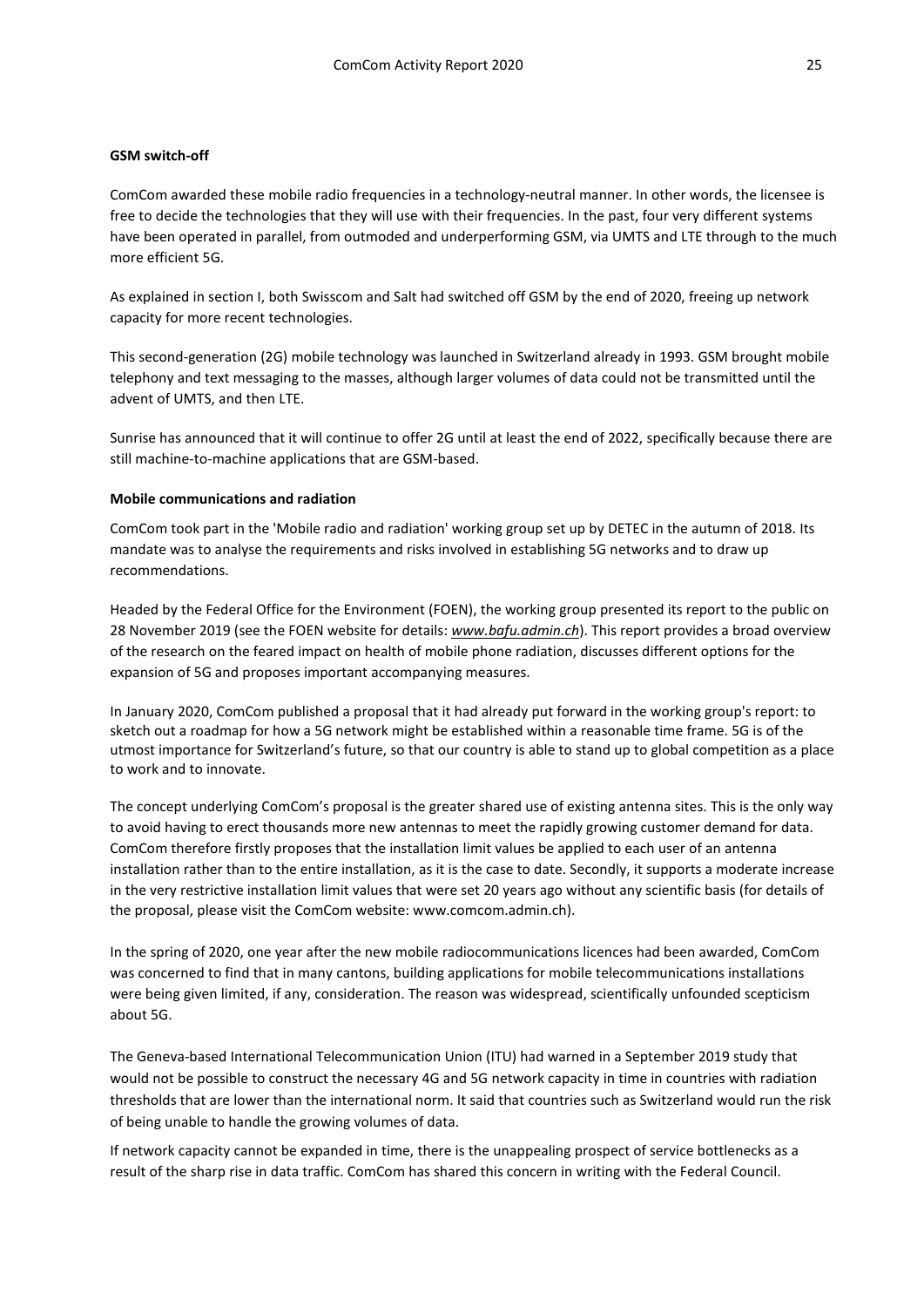**GSM switch-off**

ComCom awarded these mobile radio frequencies in a technology-neutral manner. In other words, the licensee is free to decide the technologies that they will use with their frequencies. In the past, four very different systems have been operated in parallel, from outmoded and underperforming GSM, via UMTS and LTE through to the much more efficient 5G.

As explained in section I, both Swisscom and Salt had switched off GSM by the end of 2020, freeing up network capacity for more recent technologies.

This second-generation (2G) mobile technology was launched in Switzerland already in 1993. GSM brought mobile telephony and text messaging to the masses, although larger volumes of data could not be transmitted until the advent of UMTS, and then LTE.

Sunrise has announced that it will continue to offer 2G until at least the end of 2022, specifically because there are still machine-to-machine applications that are GSM-based.

**Mobile communications and radiation**

ComCom took part in the 'Mobile radio and radiation' working group set up by DETEC in the autumn of 2018. Its mandate was to analyse the requirements and risks involved in establishing 5G networks and to draw up recommendations.

Headed by the Federal Office for the Environment (FOEN), the working group presented its report to the public on 28 November 2019 (see the FOEN website for details: *www.bafu.admin.ch*). This report provides a broad overview of the research on the feared impact on health of mobile phone radiation, discusses different options for the expansion of 5G and proposes important accompanying measures.

In January 2020, ComCom published a proposal that it had already put forward in the working group's report: to sketch out a roadmap for how a 5G network might be established within a reasonable time frame. 5G is of the utmost importance for Switzerland's future, so that our country is able to stand up to global competition as a place to work and to innovate.

The concept underlying ComCom's proposal is the greater shared use of existing antenna sites. This is the only way to avoid having to erect thousands more new antennas to meet the rapidly growing customer demand for data. ComCom therefore firstly proposes that the installation limit values be applied to each user of an antenna installation rather than to the entire installation, as it is the case to date. Secondly, it supports a moderate increase in the very restrictive installation limit values that were set 20 years ago without any scientific basis (for details of the proposal, please visit the ComCom website: www.comcom.admin.ch).

In the spring of 2020, one year after the new mobile radiocommunications licences had been awarded, ComCom was concerned to find that in many cantons, building applications for mobile telecommunications installations were being given limited, if any, consideration. The reason was widespread, scientifically unfounded scepticism about 5G.

The Geneva-based International Telecommunication Union (ITU) had warned in a September 2019 study that would not be possible to construct the necessary 4G and 5G network capacity in time in countries with radiation thresholds that are lower than the international norm. It said that countries such as Switzerland would run the risk of being unable to handle the growing volumes of data.

If network capacity cannot be expanded in time, there is the unappealing prospect of service bottlenecks as a result of the sharp rise in data traffic. ComCom has shared this concern in writing with the Federal Council.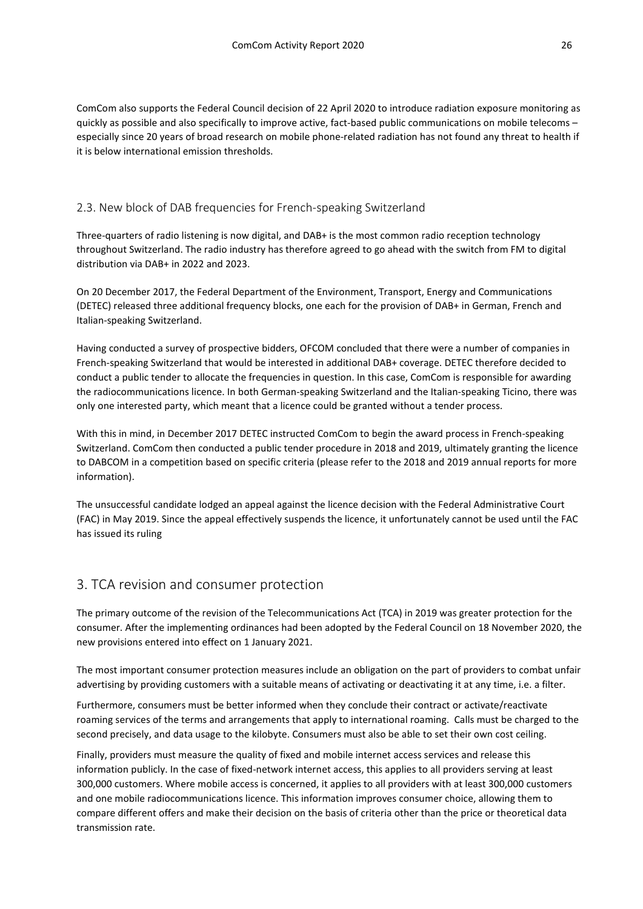ComCom also supports the Federal Council decision of 22 April 2020 to introduce radiation exposure monitoring as quickly as possible and also specifically to improve active, fact-based public communications on mobile telecoms – especially since 20 years of broad research on mobile phone-related radiation has not found any threat to health if it is below international emission thresholds.

### 2.3. New block of DAB frequencies for French-speaking Switzerland

Three-quarters of radio listening is now digital, and DAB+ is the most common radio reception technology throughout Switzerland. The radio industry has therefore agreed to go ahead with the switch from FM to digital distribution via DAB+ in 2022 and 2023.

On 20 December 2017, the Federal Department of the Environment, Transport, Energy and Communications (DETEC) released three additional frequency blocks, one each for the provision of DAB+ in German, French and Italian-speaking Switzerland.

Having conducted a survey of prospective bidders, OFCOM concluded that there were a number of companies in French-speaking Switzerland that would be interested in additional DAB+ coverage. DETEC therefore decided to conduct a public tender to allocate the frequencies in question. In this case, ComCom is responsible for awarding the radiocommunications licence. In both German-speaking Switzerland and the Italian-speaking Ticino, there was only one interested party, which meant that a licence could be granted without a tender process.

With this in mind, in December 2017 DETEC instructed ComCom to begin the award process in French-speaking Switzerland. ComCom then conducted a public tender procedure in 2018 and 2019, ultimately granting the licence to DABCOM in a competition based on specific criteria (please refer to the 2018 and 2019 annual reports for more information).

The unsuccessful candidate lodged an appeal against the licence decision with the Federal Administrative Court (FAC) in May 2019. Since the appeal effectively suspends the licence, it unfortunately cannot be used until the FAC has issued its ruling

## 3. TCA revision and consumer protection

The primary outcome of the revision of the Telecommunications Act (TCA) in 2019 was greater protection for the consumer. After the implementing ordinances had been adopted by the Federal Council on 18 November 2020, the new provisions entered into effect on 1 January 2021.

The most important consumer protection measures include an obligation on the part of providers to combat unfair advertising by providing customers with a suitable means of activating or deactivating it at any time, i.e. a filter.

Furthermore, consumers must be better informed when they conclude their contract or activate/reactivate roaming services of the terms and arrangements that apply to international roaming. Calls must be charged to the second precisely, and data usage to the kilobyte. Consumers must also be able to set their own cost ceiling.

Finally, providers must measure the quality of fixed and mobile internet access services and release this information publicly. In the case of fixed-network internet access, this applies to all providers serving at least 300,000 customers. Where mobile access is concerned, it applies to all providers with at least 300,000 customers and one mobile radiocommunications licence. This information improves consumer choice, allowing them to compare different offers and make their decision on the basis of criteria other than the price or theoretical data transmission rate.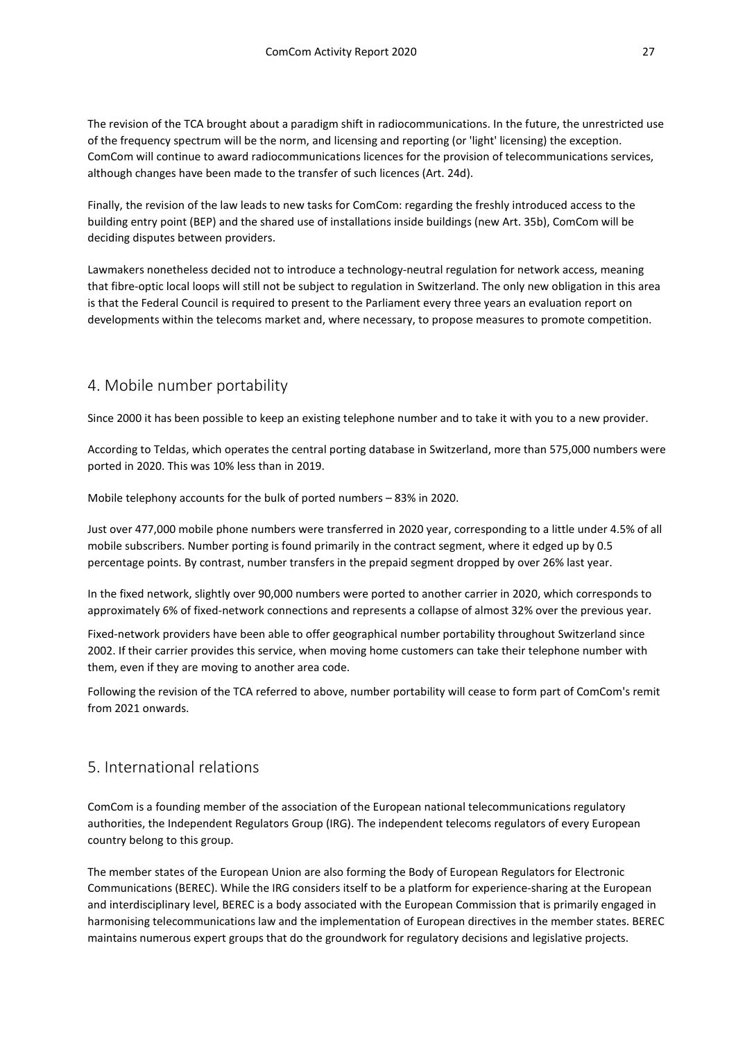The revision of the TCA brought about a paradigm shift in radiocommunications. In the future, the unrestricted use of the frequency spectrum will be the norm, and licensing and reporting (or 'light' licensing) the exception. ComCom will continue to award radiocommunications licences for the provision of telecommunications services, although changes have been made to the transfer of such licences (Art. 24d).

Finally, the revision of the law leads to new tasks for ComCom: regarding the freshly introduced access to the building entry point (BEP) and the shared use of installations inside buildings (new Art. 35b), ComCom will be deciding disputes between providers.

Lawmakers nonetheless decided not to introduce a technology-neutral regulation for network access, meaning that fibre-optic local loops will still not be subject to regulation in Switzerland. The only new obligation in this area is that the Federal Council is required to present to the Parliament every three years an evaluation report on developments within the telecoms market and, where necessary, to propose measures to promote competition.

## 4. Mobile number portability

Since 2000 it has been possible to keep an existing telephone number and to take it with you to a new provider.

According to Teldas, which operates the central porting database in Switzerland, more than 575,000 numbers were ported in 2020. This was 10% less than in 2019.

Mobile telephony accounts for the bulk of ported numbers – 83% in 2020.

Just over 477,000 mobile phone numbers were transferred in 2020 year, corresponding to a little under 4.5% of all mobile subscribers. Number porting is found primarily in the contract segment, where it edged up by 0.5 percentage points. By contrast, number transfers in the prepaid segment dropped by over 26% last year.

In the fixed network, slightly over 90,000 numbers were ported to another carrier in 2020, which corresponds to approximately 6% of fixed-network connections and represents a collapse of almost 32% over the previous year.

Fixed-network providers have been able to offer geographical number portability throughout Switzerland since 2002. If their carrier provides this service, when moving home customers can take their telephone number with them, even if they are moving to another area code.

Following the revision of the TCA referred to above, number portability will cease to form part of ComCom's remit from 2021 onwards.

## 5. International relations

ComCom is a founding member of the association of the European national telecommunications regulatory authorities, the Independent Regulators Group (IRG). The independent telecoms regulators of every European country belong to this group.

The member states of the European Union are also forming the Body of European Regulators for Electronic Communications (BEREC). While the IRG considers itself to be a platform for experience-sharing at the European and interdisciplinary level, BEREC is a body associated with the European Commission that is primarily engaged in harmonising telecommunications law and the implementation of European directives in the member states. BEREC maintains numerous expert groups that do the groundwork for regulatory decisions and legislative projects.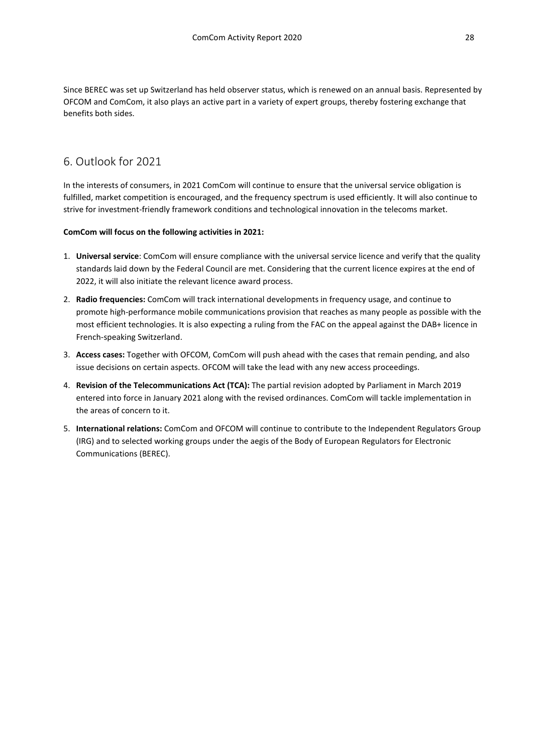Since BEREC was set up Switzerland has held observer status, which is renewed on an annual basis. Represented by OFCOM and ComCom, it also plays an active part in a variety of expert groups, thereby fostering exchange that benefits both sides.

# 6. Outlook for 2021

In the interests of consumers, in 2021 ComCom will continue to ensure that the universal service obligation is fulfilled, market competition is encouraged, and the frequency spectrum is used efficiently. It will also continue to strive for investment-friendly framework conditions and technological innovation in the telecoms market.

**ComCom will focus on the following activities in 2021:**

1. **Universal service**: ComCom will ensure compliance with the universal service licence and verify that the quality standards laid down by the Federal Council are met. Considering that the current licence expires at the end of 2022, it will also initiate the relevant licence award process.
2. **Radio frequencies:** ComCom will track international developments in frequency usage, and continue to promote high-performance mobile communications provision that reaches as many people as possible with the most efficient technologies. It is also expecting a ruling from the FAC on the appeal against the DAB+ licence in French-speaking Switzerland.
3. **Access cases:** Together with OFCOM, ComCom will push ahead with the cases that remain pending, and also issue decisions on certain aspects. OFCOM will take the lead with any new access proceedings.
4. **Revision of the Telecommunications Act (TCA):** The partial revision adopted by Parliament in March 2019 entered into force in January 2021 along with the revised ordinances. ComCom will tackle implementation in the areas of concern to it.
5. **International relations:** ComCom and OFCOM will continue to contribute to the Independent Regulators Group (IRG) and to selected working groups under the aegis of the Body of European Regulators for Electronic Communications (BEREC).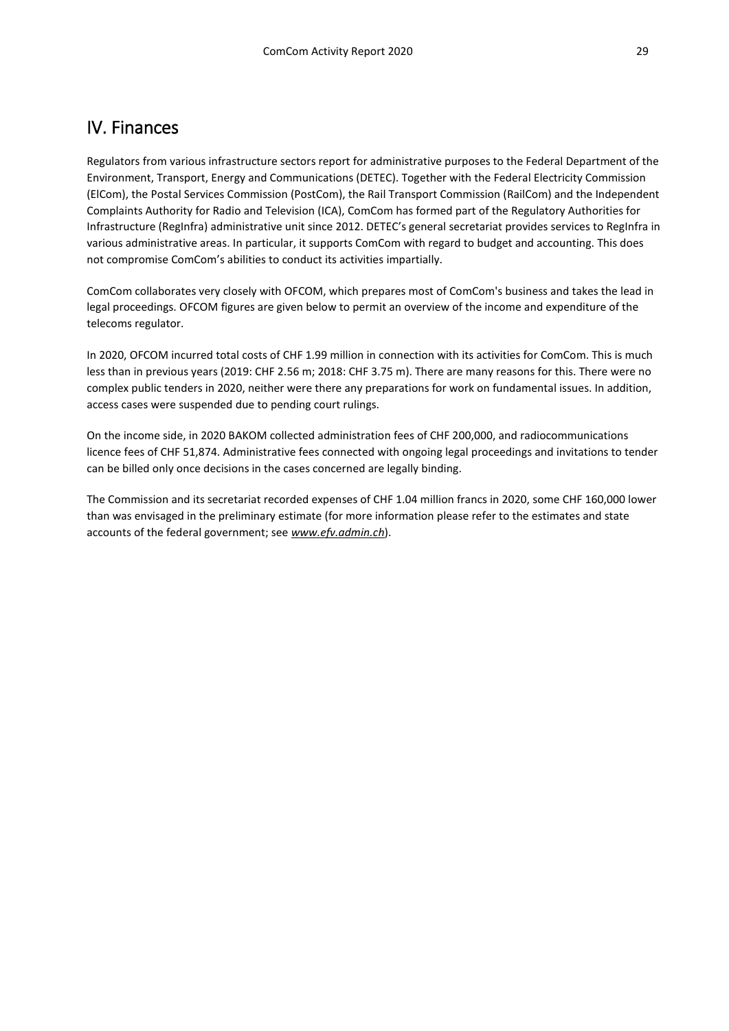# IV. Finances

Regulators from various infrastructure sectors report for administrative purposes to the Federal Department of the Environment, Transport, Energy and Communications (DETEC). Together with the Federal Electricity Commission (ElCom), the Postal Services Commission (PostCom), the Rail Transport Commission (RailCom) and the Independent Complaints Authority for Radio and Television (ICA), ComCom has formed part of the Regulatory Authorities for Infrastructure (RegInfra) administrative unit since 2012. DETEC's general secretariat provides services to RegInfra in various administrative areas. In particular, it supports ComCom with regard to budget and accounting. This does not compromise ComCom's abilities to conduct its activities impartially.

ComCom collaborates very closely with OFCOM, which prepares most of ComCom's business and takes the lead in legal proceedings. OFCOM figures are given below to permit an overview of the income and expenditure of the telecoms regulator.

In 2020, OFCOM incurred total costs of CHF 1.99 million in connection with its activities for ComCom. This is much less than in previous years (2019: CHF 2.56 m; 2018: CHF 3.75 m). There are many reasons for this. There were no complex public tenders in 2020, neither were there any preparations for work on fundamental issues. In addition, access cases were suspended due to pending court rulings.

On the income side, in 2020 BAKOM collected administration fees of CHF 200,000, and radiocommunications licence fees of CHF 51,874. Administrative fees connected with ongoing legal proceedings and invitations to tender can be billed only once decisions in the cases concerned are legally binding.

The Commission and its secretariat recorded expenses of CHF 1.04 million francs in 2020, some CHF 160,000 lower than was envisaged in the preliminary estimate (for more information please refer to the estimates and state accounts of the federal government; see ***www.efv.admin.ch***).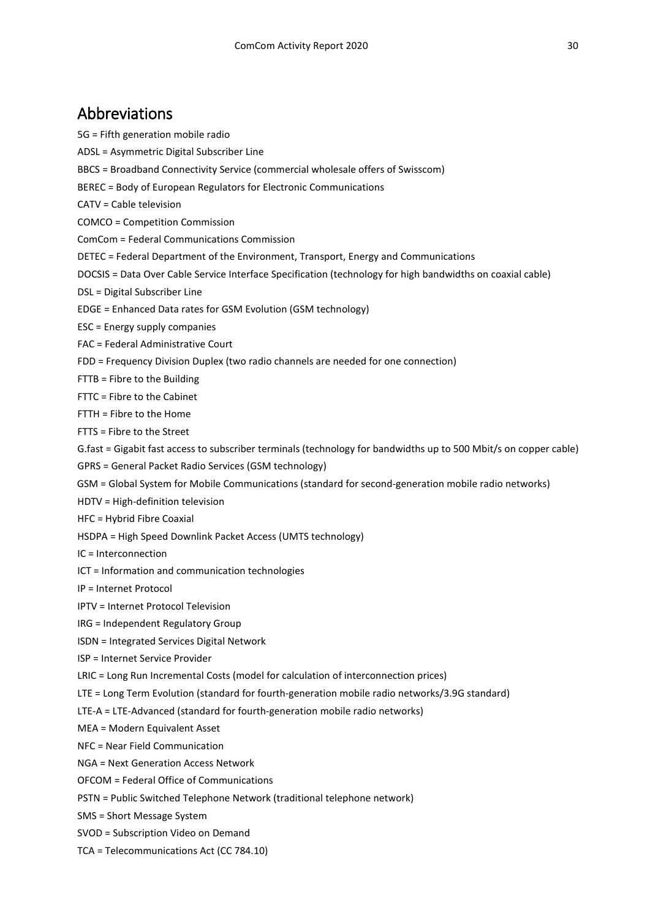# Abbreviations

5G = Fifth generation mobile radio

ADSL = Asymmetric Digital Subscriber Line

BBCS = Broadband Connectivity Service (commercial wholesale offers of Swisscom)

BEREC = Body of European Regulators for Electronic Communications

CATV = Cable television

COMCO = Competition Commission

ComCom = Federal Communications Commission

DETEC = Federal Department of the Environment, Transport, Energy and Communications

DOCSIS = Data Over Cable Service Interface Specification (technology for high bandwidths on coaxial cable)

DSL = Digital Subscriber Line

EDGE = Enhanced Data rates for GSM Evolution (GSM technology)

ESC = Energy supply companies

FAC = Federal Administrative Court

FDD = Frequency Division Duplex (two radio channels are needed for one connection)

FTTB = Fibre to the Building

FTTC = Fibre to the Cabinet

FTTH = Fibre to the Home

FTTS = Fibre to the Street

G.fast = Gigabit fast access to subscriber terminals (technology for bandwidths up to 500 Mbit/s on copper cable)

GPRS = General Packet Radio Services (GSM technology)

GSM = Global System for Mobile Communications (standard for second-generation mobile radio networks)

HDTV = High-definition television

HFC = Hybrid Fibre Coaxial

HSDPA = High Speed Downlink Packet Access (UMTS technology)

IC = Interconnection

ICT = Information and communication technologies

IP = Internet Protocol

IPTV = Internet Protocol Television

IRG = Independent Regulatory Group

ISDN = Integrated Services Digital Network

ISP = Internet Service Provider

LRIC = Long Run Incremental Costs (model for calculation of interconnection prices)

LTE = Long Term Evolution (standard for fourth-generation mobile radio networks/3.9G standard)

LTE-A = LTE-Advanced (standard for fourth-generation mobile radio networks)

MEA = Modern Equivalent Asset

NFC = Near Field Communication

NGA = Next Generation Access Network

OFCOM = Federal Office of Communications

PSTN = Public Switched Telephone Network (traditional telephone network)

SMS = Short Message System

SVOD = Subscription Video on Demand

TCA = Telecommunications Act (CC 784.10)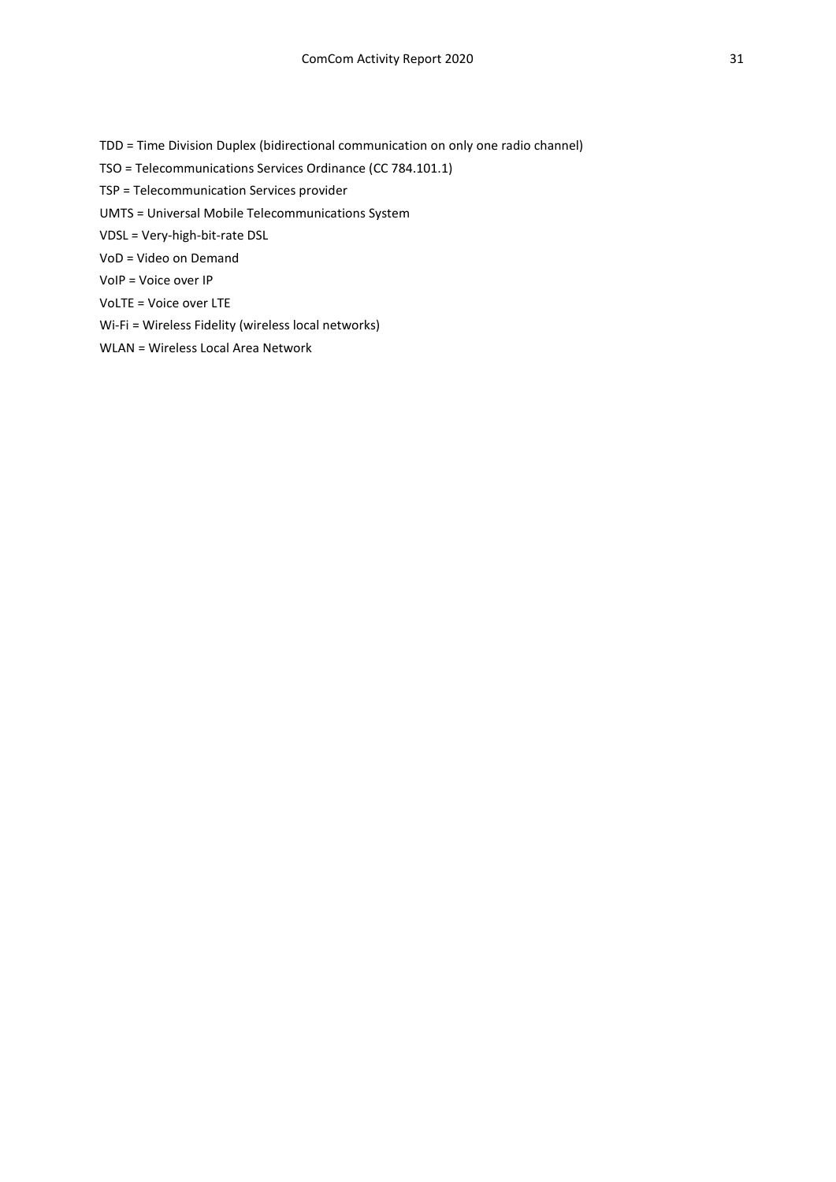TDD = Time Division Duplex (bidirectional communication on only one radio channel)

TSO = Telecommunications Services Ordinance (CC 784.101.1)

TSP = Telecommunication Services provider

UMTS = Universal Mobile Telecommunications System

VDSL = Very-high-bit-rate DSL

VoD = Video on Demand

VoIP = Voice over IP

VoLTE = Voice over LTE

Wi-Fi = Wireless Fidelity (wireless local networks)

WLAN = Wireless Local Area Network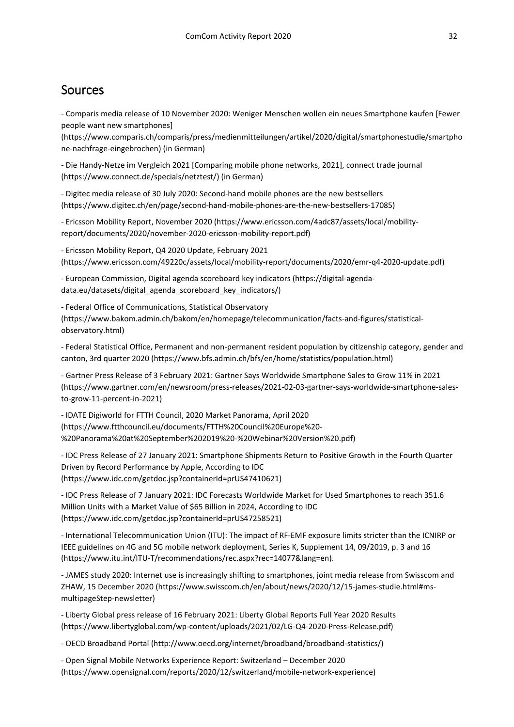# Sources

- Comparis media release of 10 November 2020: Weniger Menschen wollen ein neues Smartphone kaufen [Fewer people want new smartphones] (https://www.comparis.ch/comparis/press/medienmitteilungen/artikel/2020/digital/smartphonestudie/smartphone-nachfrage-eingebrochen) (in German)

- Die Handy-Netze im Vergleich 2021 [Comparing mobile phone networks, 2021], connect trade journal (https://www.connect.de/specials/netztest/) (in German)

- Digitec media release of 30 July 2020: Second-hand mobile phones are the new bestsellers (https://www.digitec.ch/en/page/second-hand-mobile-phones-are-the-new-bestsellers-17085)

- Ericsson Mobility Report, November 2020 (https://www.ericsson.com/4adc87/assets/local/mobility-report/documents/2020/november-2020-ericsson-mobility-report.pdf)

- Ericsson Mobility Report, Q4 2020 Update, February 2021 (https://www.ericsson.com/49220c/assets/local/mobility-report/documents/2020/emr-q4-2020-update.pdf)

- European Commission, Digital agenda scoreboard key indicators (https://digital-agenda-data.eu/datasets/digital_agenda_scoreboard_key_indicators/)

- Federal Office of Communications, Statistical Observatory (https://www.bakom.admin.ch/bakom/en/homepage/telecommunication/facts-and-figures/statistical-observatory.html)

- Federal Statistical Office, Permanent and non-permanent resident population by citizenship category, gender and canton, 3rd quarter 2020 (https://www.bfs.admin.ch/bfs/en/home/statistics/population.html)

- Gartner Press Release of 3 February 2021: Gartner Says Worldwide Smartphone Sales to Grow 11% in 2021 (https://www.gartner.com/en/newsroom/press-releases/2021-02-03-gartner-says-worldwide-smartphone-sales-to-grow-11-percent-in-2021)

- IDATE Digiworld for FTTH Council, 2020 Market Panorama, April 2020 (https://www.ftthcouncil.eu/documents/FTTH%20Council%20Europe%20-%20Panorama%20at%20September%202019%20-%20Webinar%20Version%20.pdf)

- IDC Press Release of 27 January 2021: Smartphone Shipments Return to Positive Growth in the Fourth Quarter Driven by Record Performance by Apple, According to IDC (https://www.idc.com/getdoc.jsp?containerId=prUS47410621)

- IDC Press Release of 7 January 2021: IDC Forecasts Worldwide Market for Used Smartphones to reach 351.6 Million Units with a Market Value of $65 Billion in 2024, According to IDC (https://www.idc.com/getdoc.jsp?containerId=prUS47258521)

- International Telecommunication Union (ITU): The impact of RF-EMF exposure limits stricter than the ICNIRP or IEEE guidelines on 4G and 5G mobile network deployment, Series K, Supplement 14, 09/2019, p. 3 and 16 (https://www.itu.int/ITU-T/recommendations/rec.aspx?rec=14077&lang=en).

- JAMES study 2020: Internet use is increasingly shifting to smartphones, joint media release from Swisscom and ZHAW, 15 December 2020 (https://www.swisscom.ch/en/about/news/2020/12/15-james-studie.html#ms-multipageStep-newsletter)

- Liberty Global press release of 16 February 2021: Liberty Global Reports Full Year 2020 Results (https://www.libertyglobal.com/wp-content/uploads/2021/02/LG-Q4-2020-Press-Release.pdf)

- OECD Broadband Portal (http://www.oecd.org/internet/broadband/broadband-statistics/)

- Open Signal Mobile Networks Experience Report: Switzerland – December 2020 (https://www.opensignal.com/reports/2020/12/switzerland/mobile-network-experience)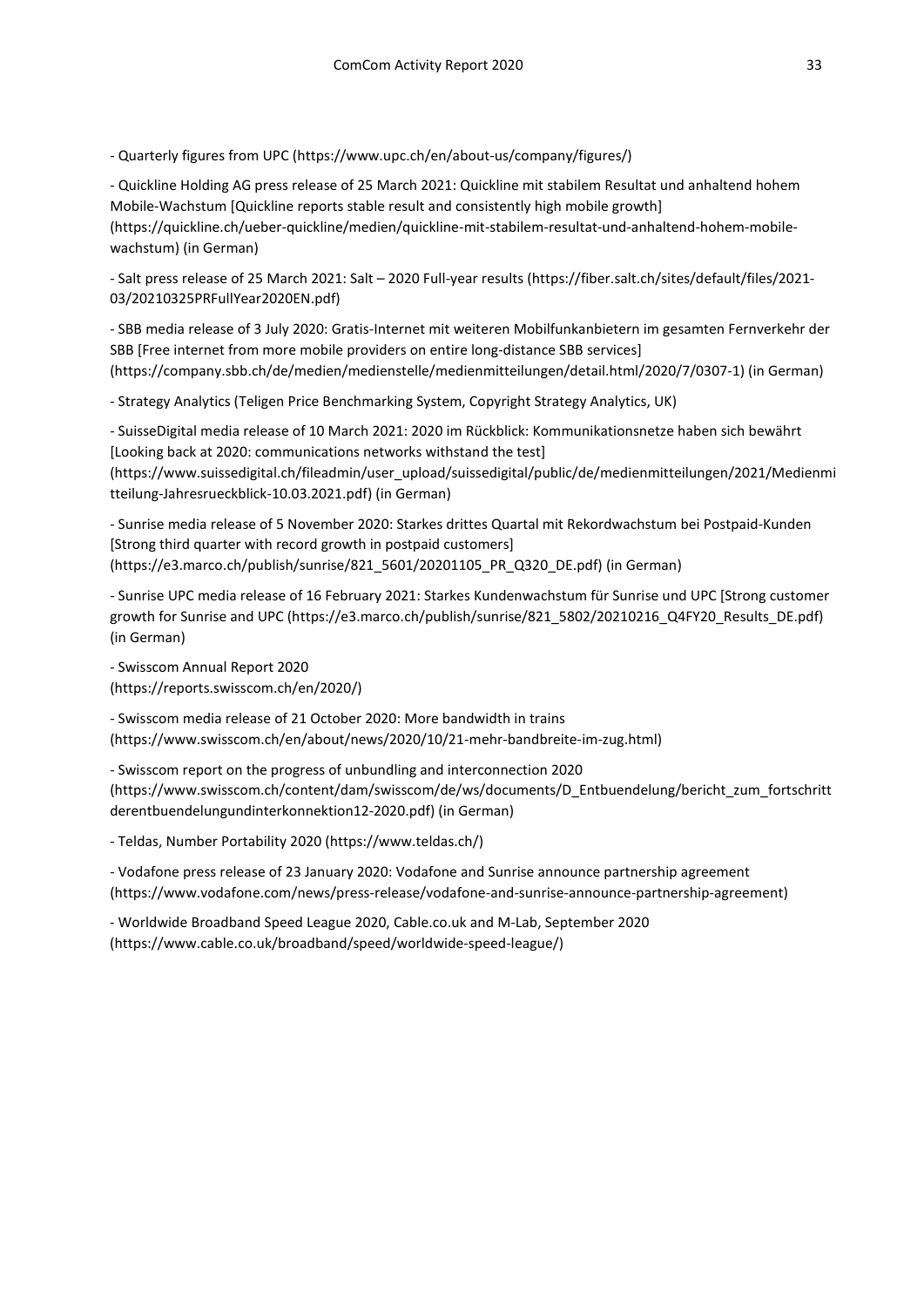- Quarterly figures from UPC (https://www.upc.ch/en/about-us/company/figures/)

- Quickline Holding AG press release of 25 March 2021: Quickline mit stabilem Resultat und anhaltend hohem Mobile-Wachstum [Quickline reports stable result and consistently high mobile growth] (https://quickline.ch/ueber-quickline/medien/quickline-mit-stabilem-resultat-und-anhaltend-hohem-mobile-wachstum) (in German)

- Salt press release of 25 March 2021: Salt – 2020 Full-year results (https://fiber.salt.ch/sites/default/files/2021-03/20210325PRFullYear2020EN.pdf)

- SBB media release of 3 July 2020: Gratis-Internet mit weiteren Mobilfunkanbietern im gesamten Fernverkehr der SBB [Free internet from more mobile providers on entire long-distance SBB services] (https://company.sbb.ch/de/medien/medienstelle/medienmitteilungen/detail.html/2020/7/0307-1) (in German)

- Strategy Analytics (Teligen Price Benchmarking System, Copyright Strategy Analytics, UK)

- SuisseDigital media release of 10 March 2021: 2020 im Rückblick: Kommunikationsnetze haben sich bewährt [Looking back at 2020: communications networks withstand the test] (https://www.suissedigital.ch/fileadmin/user_upload/suissedigital/public/de/medienmitteilungen/2021/Medienmitteilung-Jahresrueckblick-10.03.2021.pdf) (in German)

- Sunrise media release of 5 November 2020: Starkes drittes Quartal mit Rekordwachstum bei Postpaid-Kunden [Strong third quarter with record growth in postpaid customers] (https://e3.marco.ch/publish/sunrise/821_5601/20201105_PR_Q320_DE.pdf) (in German)

- Sunrise UPC media release of 16 February 2021: Starkes Kundenwachstum für Sunrise und UPC [Strong customer growth for Sunrise and UPC (https://e3.marco.ch/publish/sunrise/821_5802/20210216_Q4FY20_Results_DE.pdf) (in German)

- Swisscom Annual Report 2020 (https://reports.swisscom.ch/en/2020/)

- Swisscom media release of 21 October 2020: More bandwidth in trains (https://www.swisscom.ch/en/about/news/2020/10/21-mehr-bandbreite-im-zug.html)

- Swisscom report on the progress of unbundling and interconnection 2020 (https://www.swisscom.ch/content/dam/swisscom/de/ws/documents/D_Entbuendelung/bericht_zum_fortschrittderentbuendelungundinterkonnektion12-2020.pdf) (in German)

- Teldas, Number Portability 2020 (https://www.teldas.ch/)

- Vodafone press release of 23 January 2020: Vodafone and Sunrise announce partnership agreement (https://www.vodafone.com/news/press-release/vodafone-and-sunrise-announce-partnership-agreement)

- Worldwide Broadband Speed League 2020, Cable.co.uk and M-Lab, September 2020 (https://www.cable.co.uk/broadband/speed/worldwide-speed-league/)